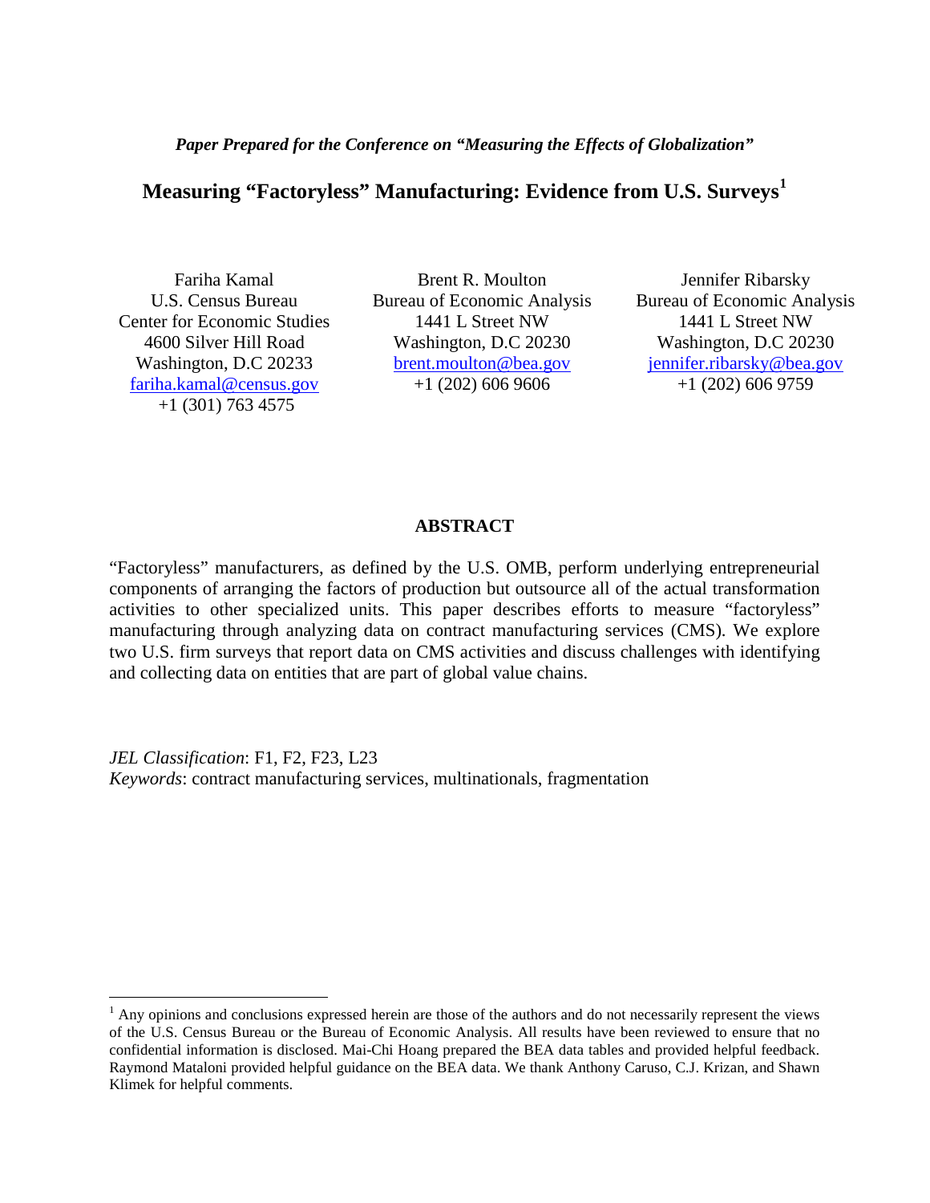*Paper Prepared for the Conference on "Measuring the Effects of Globalization"*

# Measuring "Factoryless" Manufacturing: Evidence from U.S. Surveys[1]

Fariha Kamal
U.S. Census Bureau
Center for Economic Studies
4600 Silver Hill Road
Washington, D.C 20233
fariha.kamal@census.gov
+1 (301) 763 4575

Brent R. Moulton
Bureau of Economic Analysis
1441 L Street NW
Washington, D.C 20230
brent.moulton@bea.gov
+1 (202) 606 9606

Jennifer Ribarsky
Bureau of Economic Analysis
1441 L Street NW
Washington, D.C 20230
jennifer.ribarsky@bea.gov
+1 (202) 606 9759

## ABSTRACT

"Factoryless" manufacturers, as defined by the U.S. OMB, perform underlying entrepreneurial components of arranging the factors of production but outsource all of the actual transformation activities to other specialized units. This paper describes efforts to measure "factoryless" manufacturing through analyzing data on contract manufacturing services (CMS). We explore two U.S. firm surveys that report data on CMS activities and discuss challenges with identifying and collecting data on entities that are part of global value chains.

*JEL Classification*: F1, F2, F23, L23
*Keywords*: contract manufacturing services, multinationals, fragmentation

[1] Any opinions and conclusions expressed herein are those of the authors and do not necessarily represent the views of the U.S. Census Bureau or the Bureau of Economic Analysis. All results have been reviewed to ensure that no confidential information is disclosed. Mai-Chi Hoang prepared the BEA data tables and provided helpful feedback. Raymond Mataloni provided helpful guidance on the BEA data. We thank Anthony Caruso, C.J. Krizan, and Shawn Klimek for helpful comments.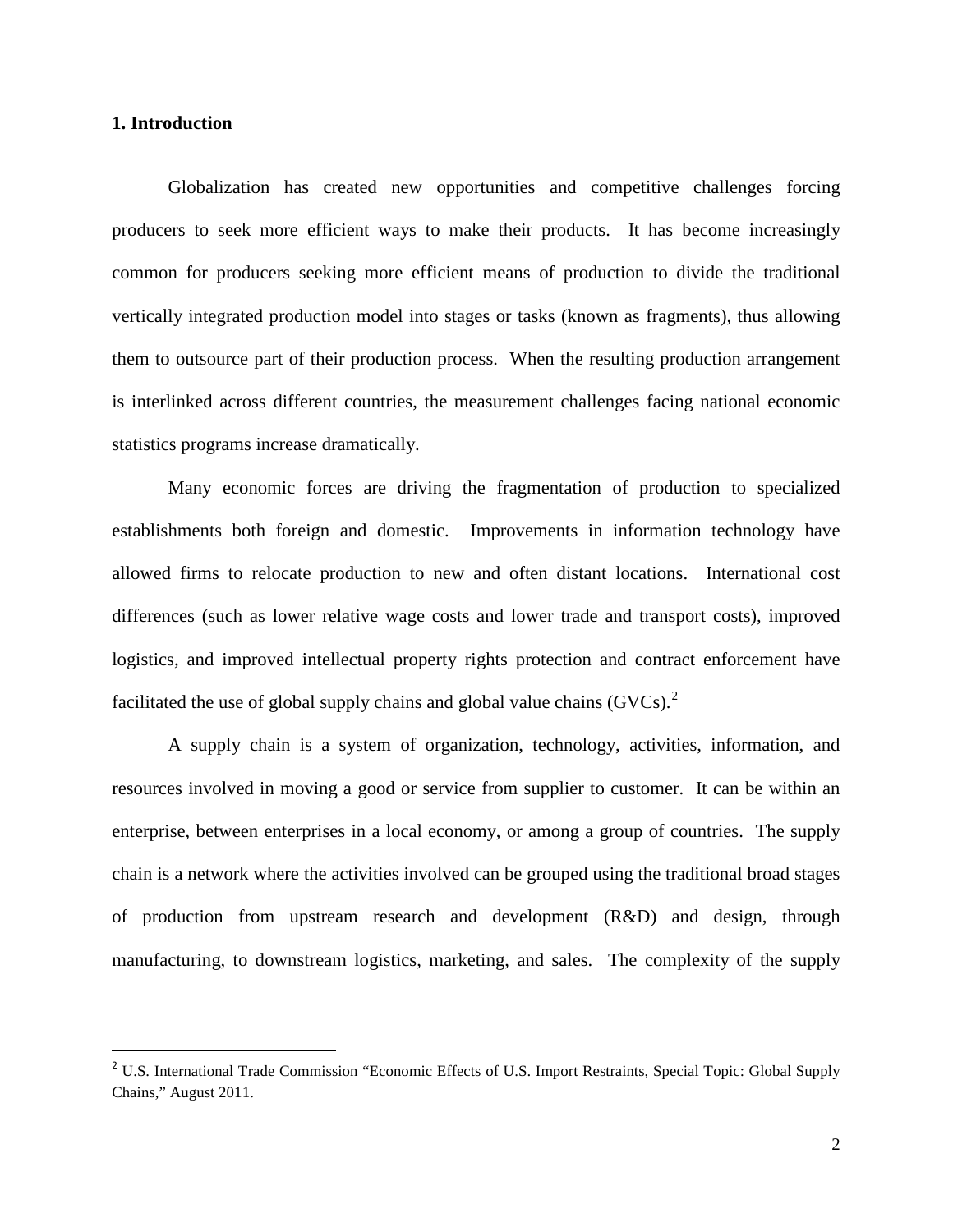## 1. Introduction

Globalization has created new opportunities and competitive challenges forcing producers to seek more efficient ways to make their products. It has become increasingly common for producers seeking more efficient means of production to divide the traditional vertically integrated production model into stages or tasks (known as fragments), thus allowing them to outsource part of their production process. When the resulting production arrangement is interlinked across different countries, the measurement challenges facing national economic statistics programs increase dramatically.

Many economic forces are driving the fragmentation of production to specialized establishments both foreign and domestic. Improvements in information technology have allowed firms to relocate production to new and often distant locations. International cost differences (such as lower relative wage costs and lower trade and transport costs), improved logistics, and improved intellectual property rights protection and contract enforcement have facilitated the use of global supply chains and global value chains (GVCs).[2]

A supply chain is a system of organization, technology, activities, information, and resources involved in moving a good or service from supplier to customer. It can be within an enterprise, between enterprises in a local economy, or among a group of countries. The supply chain is a network where the activities involved can be grouped using the traditional broad stages of production from upstream research and development (R&D) and design, through manufacturing, to downstream logistics, marketing, and sales. The complexity of the supply

[2] U.S. International Trade Commission "Economic Effects of U.S. Import Restraints, Special Topic: Global Supply Chains," August 2011.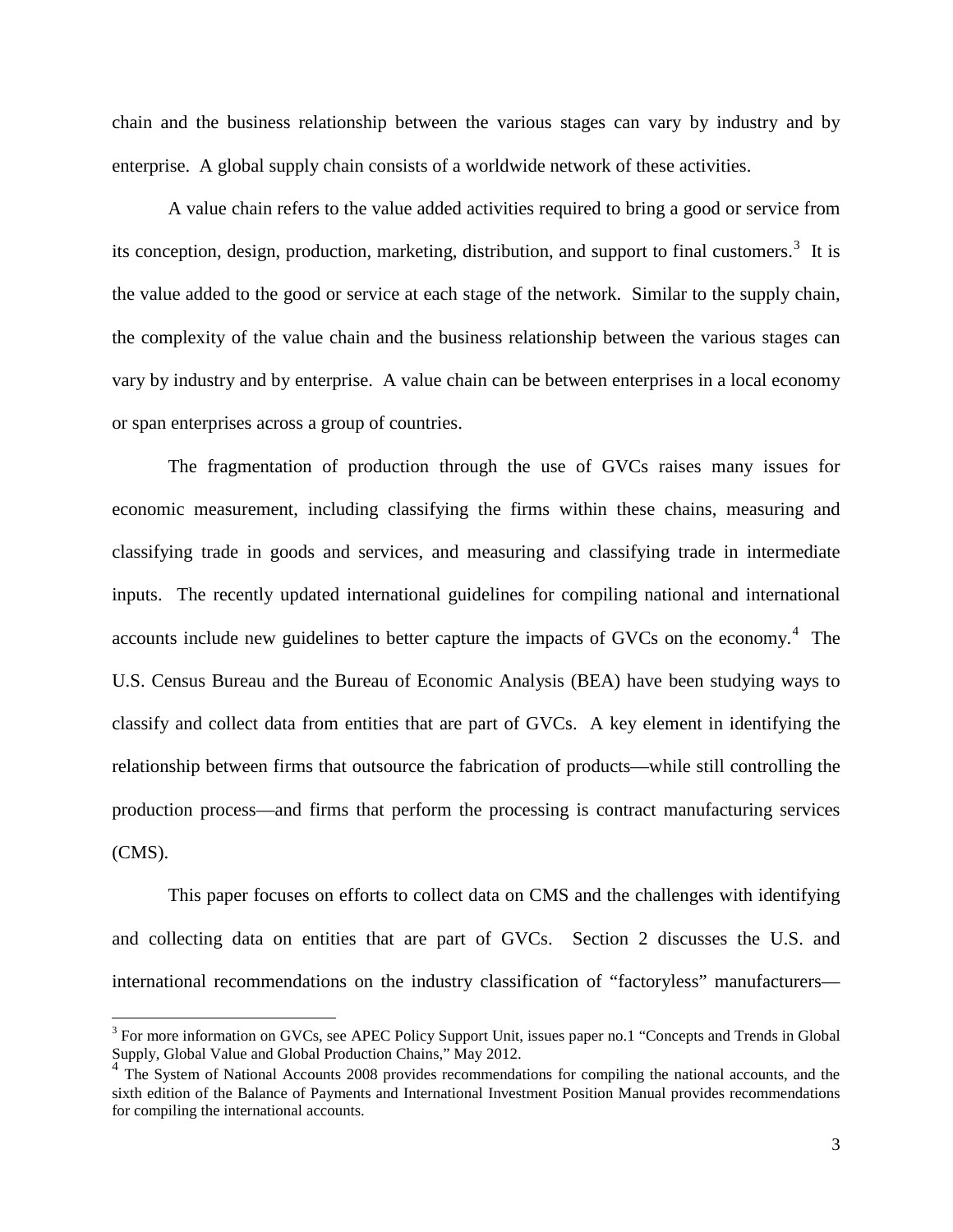chain and the business relationship between the various stages can vary by industry and by enterprise. A global supply chain consists of a worldwide network of these activities.

A value chain refers to the value added activities required to bring a good or service from its conception, design, production, marketing, distribution, and support to final customers.[3] It is the value added to the good or service at each stage of the network. Similar to the supply chain, the complexity of the value chain and the business relationship between the various stages can vary by industry and by enterprise. A value chain can be between enterprises in a local economy or span enterprises across a group of countries.

The fragmentation of production through the use of GVCs raises many issues for economic measurement, including classifying the firms within these chains, measuring and classifying trade in goods and services, and measuring and classifying trade in intermediate inputs. The recently updated international guidelines for compiling national and international accounts include new guidelines to better capture the impacts of GVCs on the economy.[4] The U.S. Census Bureau and the Bureau of Economic Analysis (BEA) have been studying ways to classify and collect data from entities that are part of GVCs. A key element in identifying the relationship between firms that outsource the fabrication of products—while still controlling the production process—and firms that perform the processing is contract manufacturing services (CMS).

This paper focuses on efforts to collect data on CMS and the challenges with identifying and collecting data on entities that are part of GVCs. Section 2 discusses the U.S. and international recommendations on the industry classification of "factoryless" manufacturers—

---

[3] For more information on GVCs, see APEC Policy Support Unit, issues paper no.1 "Concepts and Trends in Global Supply, Global Value and Global Production Chains," May 2012.

[4] The System of National Accounts 2008 provides recommendations for compiling the national accounts, and the sixth edition of the Balance of Payments and International Investment Position Manual provides recommendations for compiling the international accounts.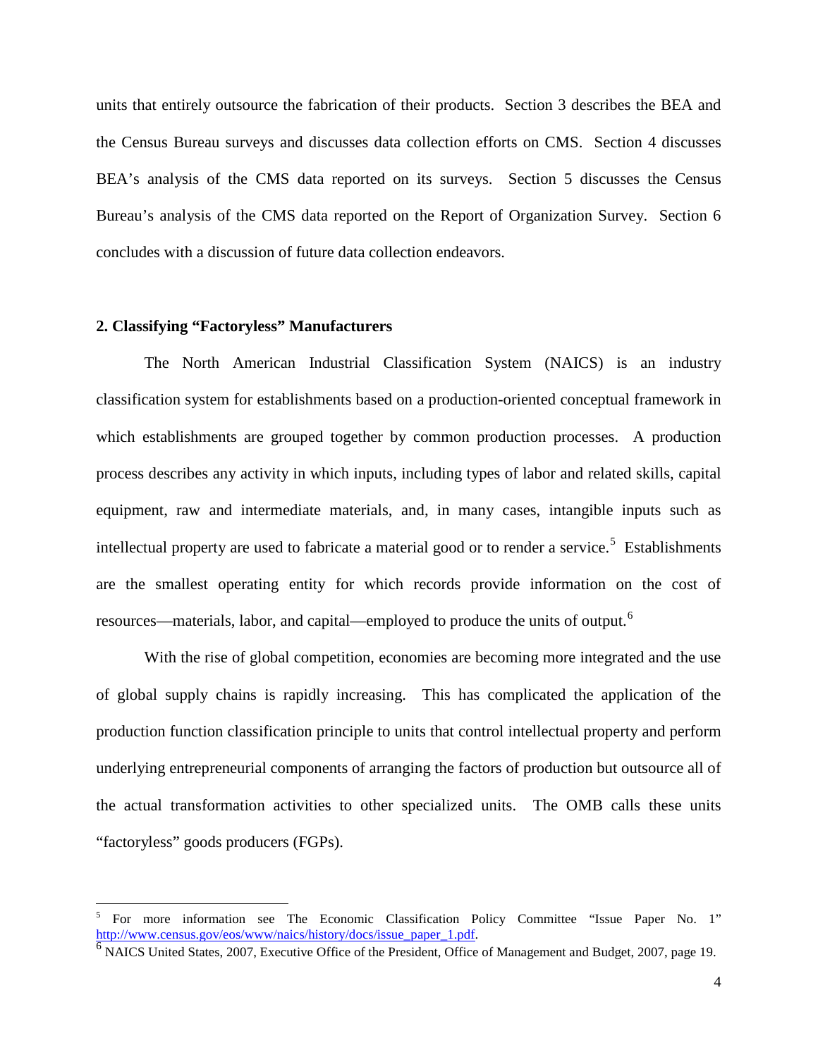units that entirely outsource the fabrication of their products. Section 3 describes the BEA and the Census Bureau surveys and discusses data collection efforts on CMS. Section 4 discusses BEA's analysis of the CMS data reported on its surveys. Section 5 discusses the Census Bureau's analysis of the CMS data reported on the Report of Organization Survey. Section 6 concludes with a discussion of future data collection endeavors.

## 2. Classifying "Factoryless" Manufacturers

The North American Industrial Classification System (NAICS) is an industry classification system for establishments based on a production-oriented conceptual framework in which establishments are grouped together by common production processes. A production process describes any activity in which inputs, including types of labor and related skills, capital equipment, raw and intermediate materials, and, in many cases, intangible inputs such as intellectual property are used to fabricate a material good or to render a service.[5] Establishments are the smallest operating entity for which records provide information on the cost of resources—materials, labor, and capital—employed to produce the units of output.[6]

With the rise of global competition, economies are becoming more integrated and the use of global supply chains is rapidly increasing. This has complicated the application of the production function classification principle to units that control intellectual property and perform underlying entrepreneurial components of arranging the factors of production but outsource all of the actual transformation activities to other specialized units. The OMB calls these units "factoryless" goods producers (FGPs).

---

[5] For more information see The Economic Classification Policy Committee "Issue Paper No. 1" http://www.census.gov/eos/www/naics/history/docs/issue_paper_1.pdf.

[6] NAICS United States, 2007, Executive Office of the President, Office of Management and Budget, 2007, page 19.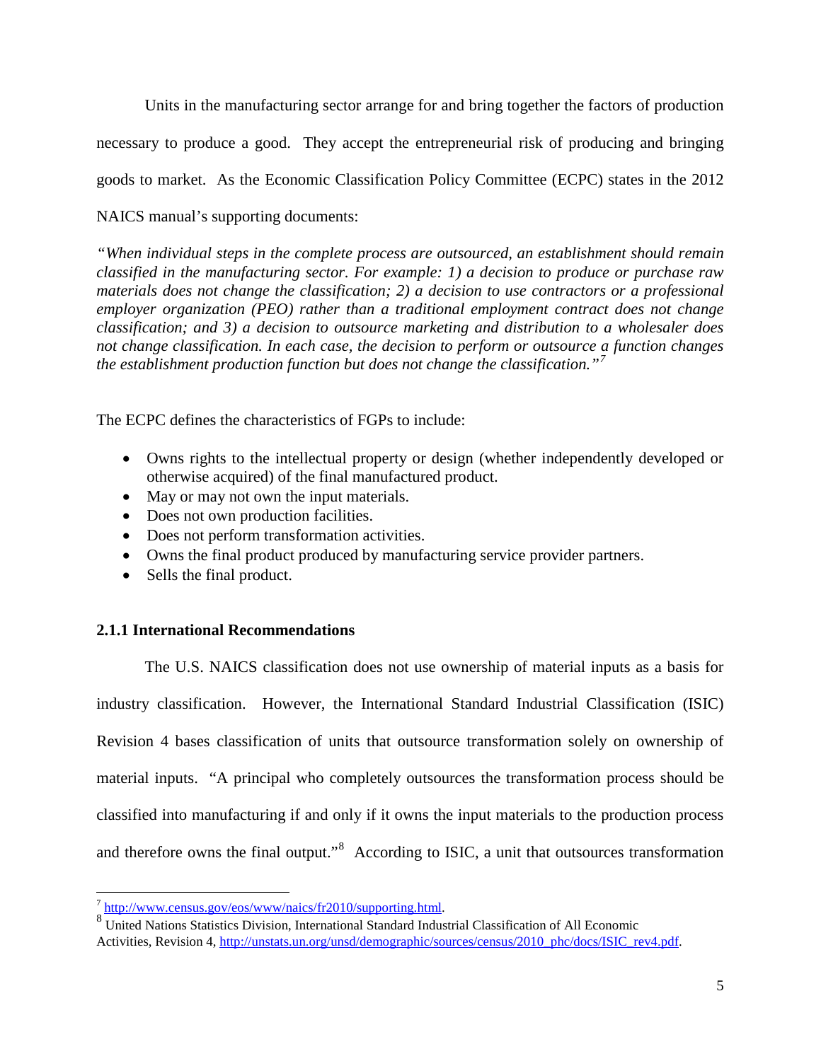Units in the manufacturing sector arrange for and bring together the factors of production necessary to produce a good. They accept the entrepreneurial risk of producing and bringing goods to market. As the Economic Classification Policy Committee (ECPC) states in the 2012 NAICS manual's supporting documents:

*"When individual steps in the complete process are outsourced, an establishment should remain classified in the manufacturing sector. For example: 1) a decision to produce or purchase raw materials does not change the classification; 2) a decision to use contractors or a professional employer organization (PEO) rather than a traditional employment contract does not change classification; and 3) a decision to outsource marketing and distribution to a wholesaler does not change classification. In each case, the decision to perform or outsource a function changes the establishment production function but does not change the classification."*[7]

The ECPC defines the characteristics of FGPs to include:

- Owns rights to the intellectual property or design (whether independently developed or otherwise acquired) of the final manufactured product.
- May or may not own the input materials.
- Does not own production facilities.
- Does not perform transformation activities.
- Owns the final product produced by manufacturing service provider partners.
- Sells the final product.

### 2.1.1 International Recommendations

The U.S. NAICS classification does not use ownership of material inputs as a basis for industry classification. However, the International Standard Industrial Classification (ISIC) Revision 4 bases classification of units that outsource transformation solely on ownership of material inputs. "A principal who completely outsources the transformation process should be classified into manufacturing if and only if it owns the input materials to the production process and therefore owns the final output."[8] According to ISIC, a unit that outsources transformation

---

[7] http://www.census.gov/eos/www/naics/fr2010/supporting.html.

[8] United Nations Statistics Division, International Standard Industrial Classification of All Economic Activities, Revision 4, http://unstats.un.org/unsd/demographic/sources/census/2010_phc/docs/ISIC_rev4.pdf.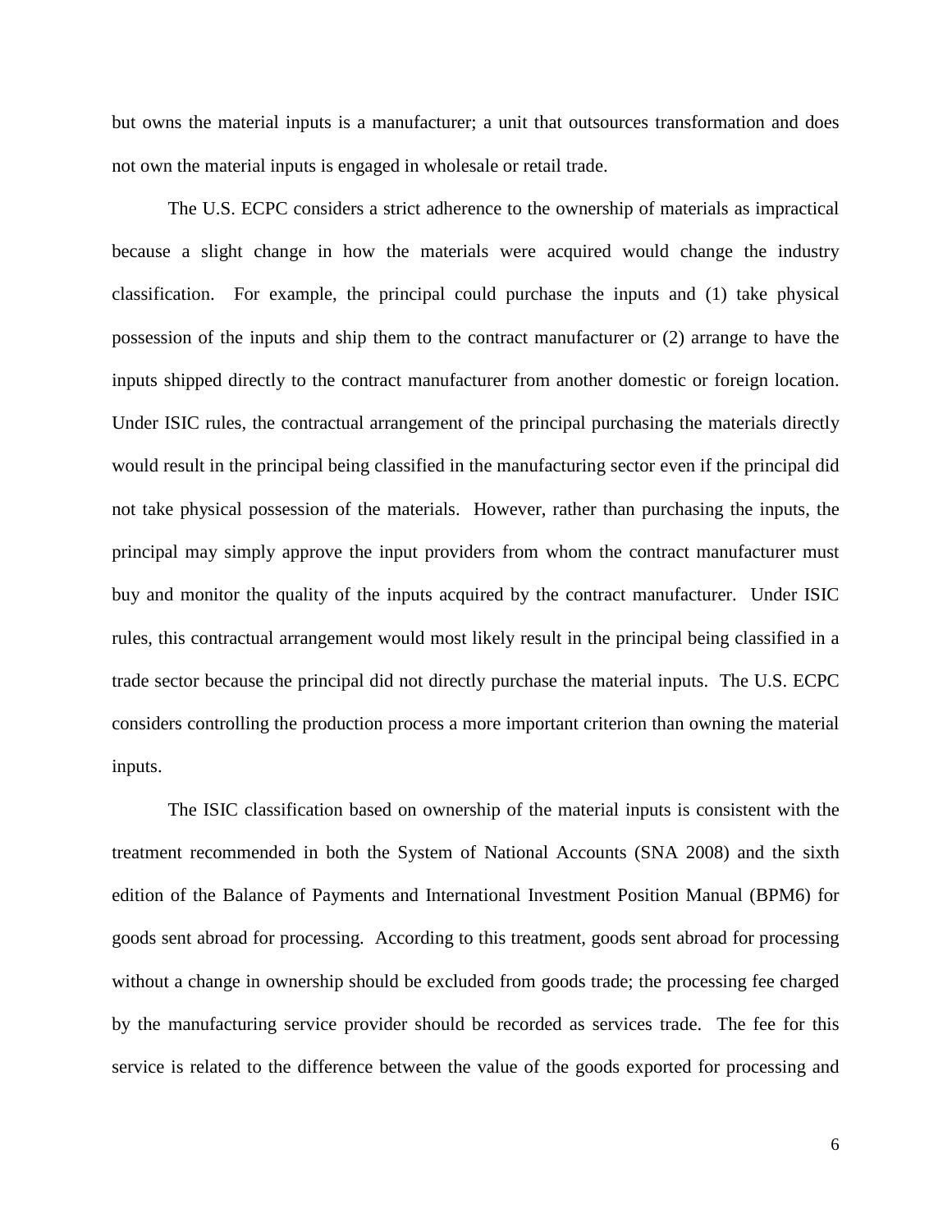but owns the material inputs is a manufacturer; a unit that outsources transformation and does not own the material inputs is engaged in wholesale or retail trade.

The U.S. ECPC considers a strict adherence to the ownership of materials as impractical because a slight change in how the materials were acquired would change the industry classification. For example, the principal could purchase the inputs and (1) take physical possession of the inputs and ship them to the contract manufacturer or (2) arrange to have the inputs shipped directly to the contract manufacturer from another domestic or foreign location. Under ISIC rules, the contractual arrangement of the principal purchasing the materials directly would result in the principal being classified in the manufacturing sector even if the principal did not take physical possession of the materials. However, rather than purchasing the inputs, the principal may simply approve the input providers from whom the contract manufacturer must buy and monitor the quality of the inputs acquired by the contract manufacturer. Under ISIC rules, this contractual arrangement would most likely result in the principal being classified in a trade sector because the principal did not directly purchase the material inputs. The U.S. ECPC considers controlling the production process a more important criterion than owning the material inputs.

The ISIC classification based on ownership of the material inputs is consistent with the treatment recommended in both the System of National Accounts (SNA 2008) and the sixth edition of the Balance of Payments and International Investment Position Manual (BPM6) for goods sent abroad for processing. According to this treatment, goods sent abroad for processing without a change in ownership should be excluded from goods trade; the processing fee charged by the manufacturing service provider should be recorded as services trade. The fee for this service is related to the difference between the value of the goods exported for processing and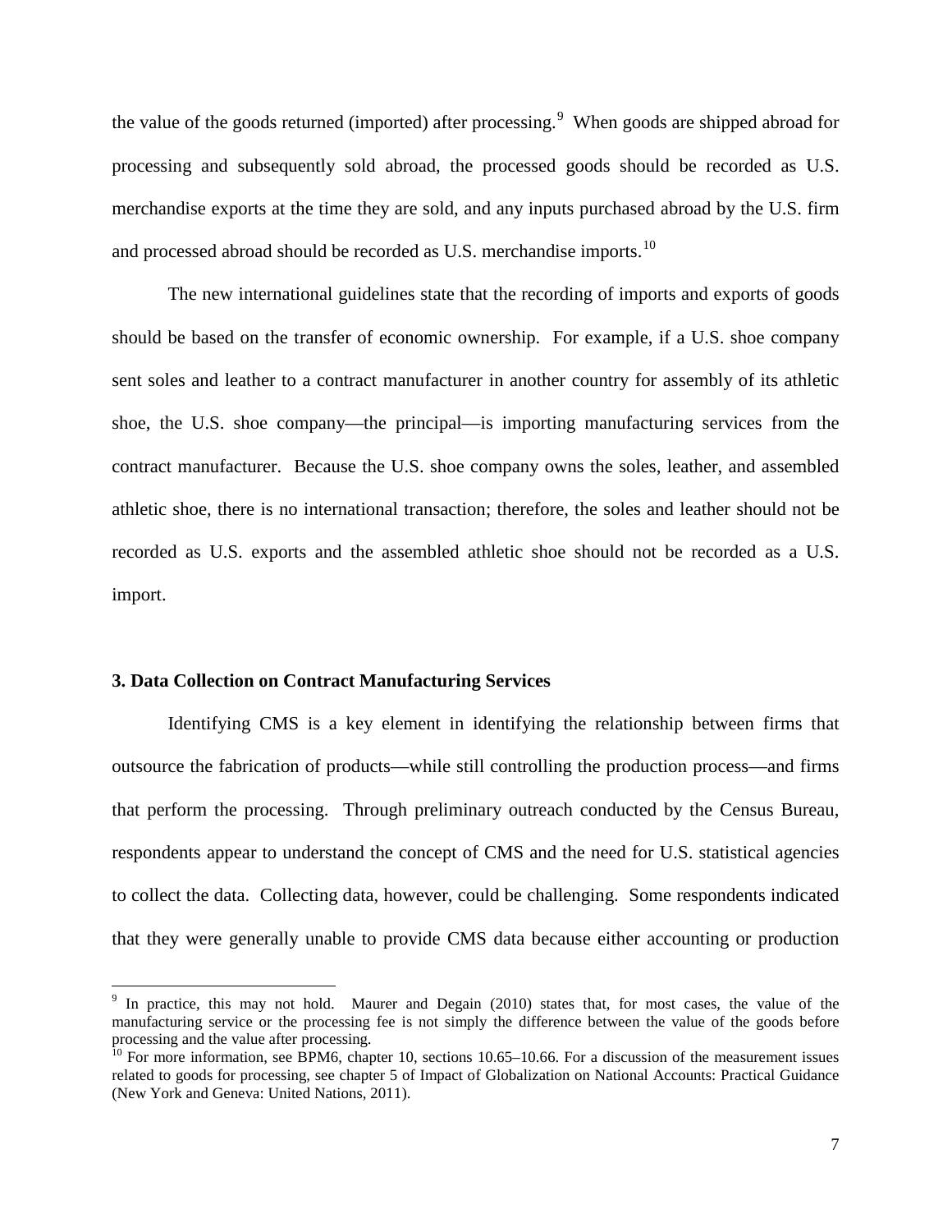the value of the goods returned (imported) after processing.[9] When goods are shipped abroad for processing and subsequently sold abroad, the processed goods should be recorded as U.S. merchandise exports at the time they are sold, and any inputs purchased abroad by the U.S. firm and processed abroad should be recorded as U.S. merchandise imports.[10]

The new international guidelines state that the recording of imports and exports of goods should be based on the transfer of economic ownership. For example, if a U.S. shoe company sent soles and leather to a contract manufacturer in another country for assembly of its athletic shoe, the U.S. shoe company—the principal—is importing manufacturing services from the contract manufacturer. Because the U.S. shoe company owns the soles, leather, and assembled athletic shoe, there is no international transaction; therefore, the soles and leather should not be recorded as U.S. exports and the assembled athletic shoe should not be recorded as a U.S. import.

### 3. Data Collection on Contract Manufacturing Services

Identifying CMS is a key element in identifying the relationship between firms that outsource the fabrication of products—while still controlling the production process—and firms that perform the processing. Through preliminary outreach conducted by the Census Bureau, respondents appear to understand the concept of CMS and the need for U.S. statistical agencies to collect the data. Collecting data, however, could be challenging. Some respondents indicated that they were generally unable to provide CMS data because either accounting or production

---

[9] In practice, this may not hold. Maurer and Degain (2010) states that, for most cases, the value of the manufacturing service or the processing fee is not simply the difference between the value of the goods before processing and the value after processing.

[10] For more information, see BPM6, chapter 10, sections 10.65–10.66. For a discussion of the measurement issues related to goods for processing, see chapter 5 of Impact of Globalization on National Accounts: Practical Guidance (New York and Geneva: United Nations, 2011).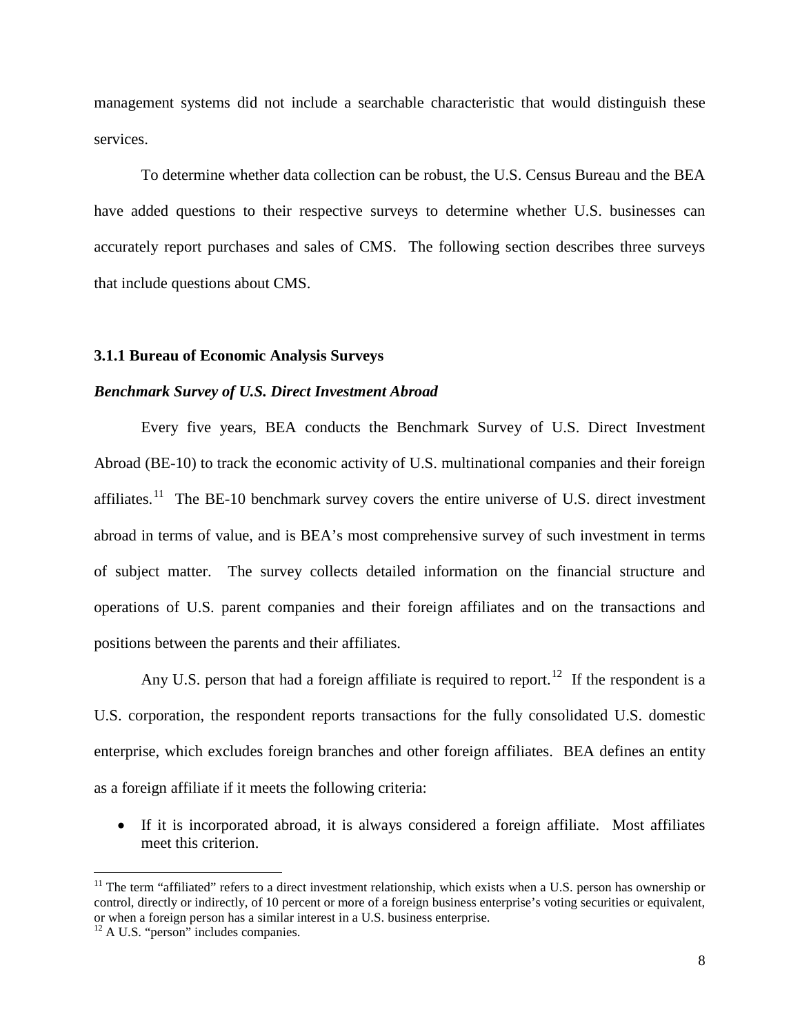management systems did not include a searchable characteristic that would distinguish these services.

To determine whether data collection can be robust, the U.S. Census Bureau and the BEA have added questions to their respective surveys to determine whether U.S. businesses can accurately report purchases and sales of CMS. The following section describes three surveys that include questions about CMS.

### 3.1.1 Bureau of Economic Analysis Surveys

***Benchmark Survey of U.S. Direct Investment Abroad***

Every five years, BEA conducts the Benchmark Survey of U.S. Direct Investment Abroad (BE-10) to track the economic activity of U.S. multinational companies and their foreign affiliates.[11] The BE-10 benchmark survey covers the entire universe of U.S. direct investment abroad in terms of value, and is BEA's most comprehensive survey of such investment in terms of subject matter. The survey collects detailed information on the financial structure and operations of U.S. parent companies and their foreign affiliates and on the transactions and positions between the parents and their affiliates.

Any U.S. person that had a foreign affiliate is required to report.[12] If the respondent is a U.S. corporation, the respondent reports transactions for the fully consolidated U.S. domestic enterprise, which excludes foreign branches and other foreign affiliates. BEA defines an entity as a foreign affiliate if it meets the following criteria:

- If it is incorporated abroad, it is always considered a foreign affiliate. Most affiliates meet this criterion.

---

[11] The term "affiliated" refers to a direct investment relationship, which exists when a U.S. person has ownership or control, directly or indirectly, of 10 percent or more of a foreign business enterprise's voting securities or equivalent, or when a foreign person has a similar interest in a U.S. business enterprise.

[12] A U.S. "person" includes companies.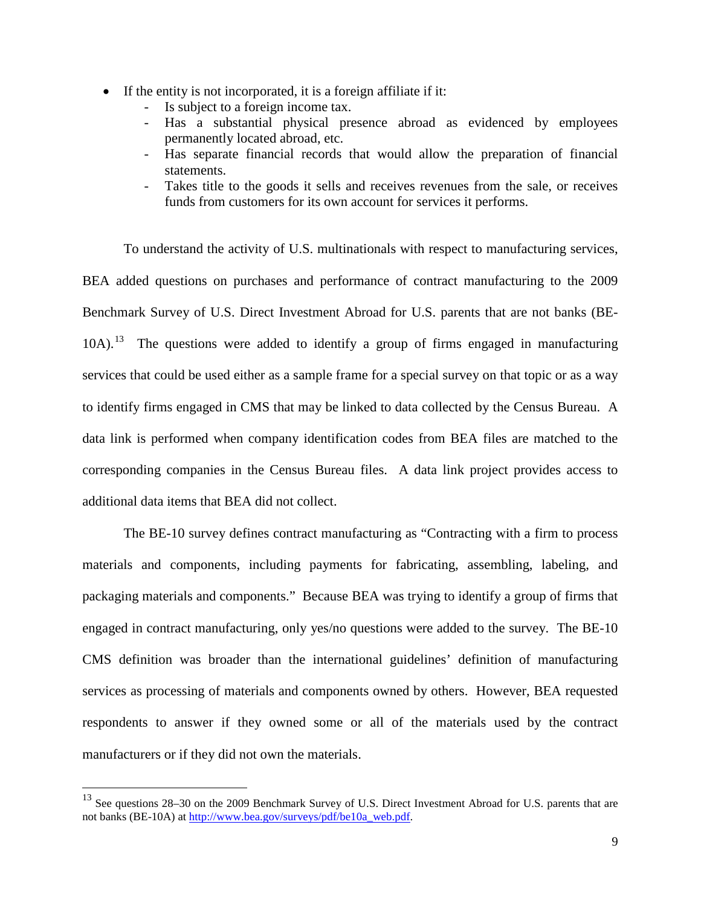- If the entity is not incorporated, it is a foreign affiliate if it:
  - Is subject to a foreign income tax.
  - Has a substantial physical presence abroad as evidenced by employees permanently located abroad, etc.
  - Has separate financial records that would allow the preparation of financial statements.
  - Takes title to the goods it sells and receives revenues from the sale, or receives funds from customers for its own account for services it performs.

To understand the activity of U.S. multinationals with respect to manufacturing services, BEA added questions on purchases and performance of contract manufacturing to the 2009 Benchmark Survey of U.S. Direct Investment Abroad for U.S. parents that are not banks (BE-10A).[13] The questions were added to identify a group of firms engaged in manufacturing services that could be used either as a sample frame for a special survey on that topic or as a way to identify firms engaged in CMS that may be linked to data collected by the Census Bureau. A data link is performed when company identification codes from BEA files are matched to the corresponding companies in the Census Bureau files. A data link project provides access to additional data items that BEA did not collect.

The BE-10 survey defines contract manufacturing as "Contracting with a firm to process materials and components, including payments for fabricating, assembling, labeling, and packaging materials and components." Because BEA was trying to identify a group of firms that engaged in contract manufacturing, only yes/no questions were added to the survey. The BE-10 CMS definition was broader than the international guidelines' definition of manufacturing services as processing of materials and components owned by others. However, BEA requested respondents to answer if they owned some or all of the materials used by the contract manufacturers or if they did not own the materials.

---

[13] See questions 28–30 on the 2009 Benchmark Survey of U.S. Direct Investment Abroad for U.S. parents that are not banks (BE-10A) at http://www.bea.gov/surveys/pdf/be10a_web.pdf.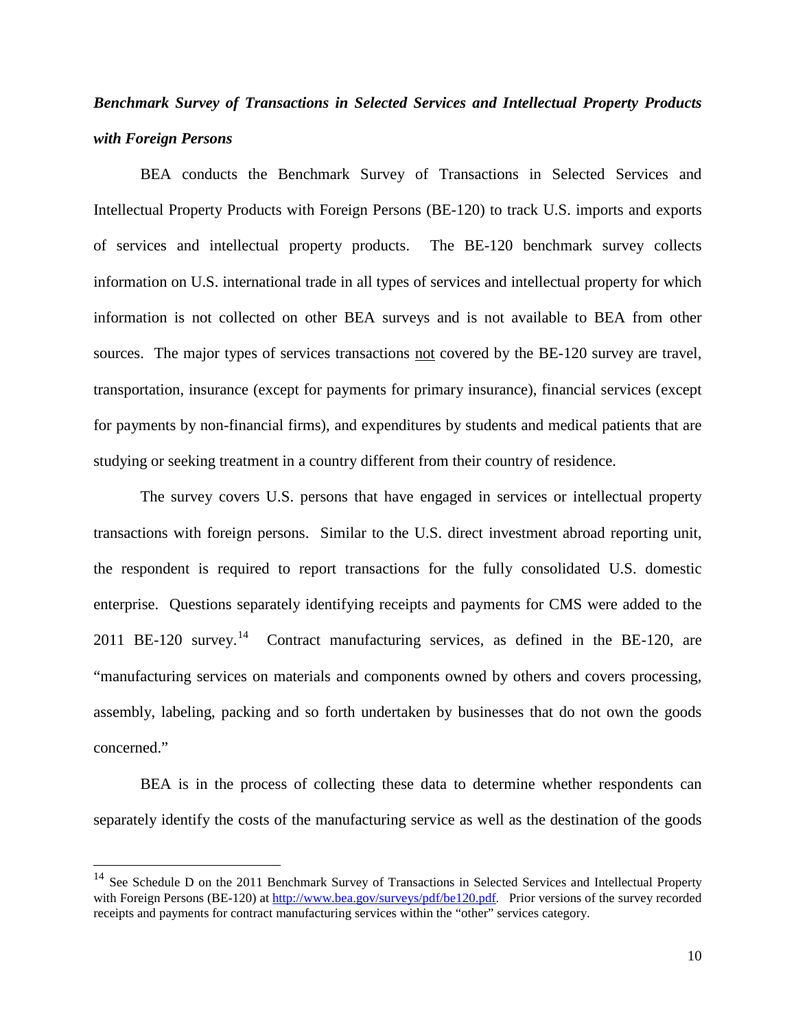***Benchmark Survey of Transactions in Selected Services and Intellectual Property Products with Foreign Persons***

BEA conducts the Benchmark Survey of Transactions in Selected Services and Intellectual Property Products with Foreign Persons (BE-120) to track U.S. imports and exports of services and intellectual property products. The BE-120 benchmark survey collects information on U.S. international trade in all types of services and intellectual property for which information is not collected on other BEA surveys and is not available to BEA from other sources. The major types of services transactions not covered by the BE-120 survey are travel, transportation, insurance (except for payments for primary insurance), financial services (except for payments by non-financial firms), and expenditures by students and medical patients that are studying or seeking treatment in a country different from their country of residence.

The survey covers U.S. persons that have engaged in services or intellectual property transactions with foreign persons. Similar to the U.S. direct investment abroad reporting unit, the respondent is required to report transactions for the fully consolidated U.S. domestic enterprise. Questions separately identifying receipts and payments for CMS were added to the 2011 BE-120 survey.[14] Contract manufacturing services, as defined in the BE-120, are "manufacturing services on materials and components owned by others and covers processing, assembly, labeling, packing and so forth undertaken by businesses that do not own the goods concerned."

BEA is in the process of collecting these data to determine whether respondents can separately identify the costs of the manufacturing service as well as the destination of the goods

---

[14] See Schedule D on the 2011 Benchmark Survey of Transactions in Selected Services and Intellectual Property with Foreign Persons (BE-120) at http://www.bea.gov/surveys/pdf/be120.pdf. Prior versions of the survey recorded receipts and payments for contract manufacturing services within the "other" services category.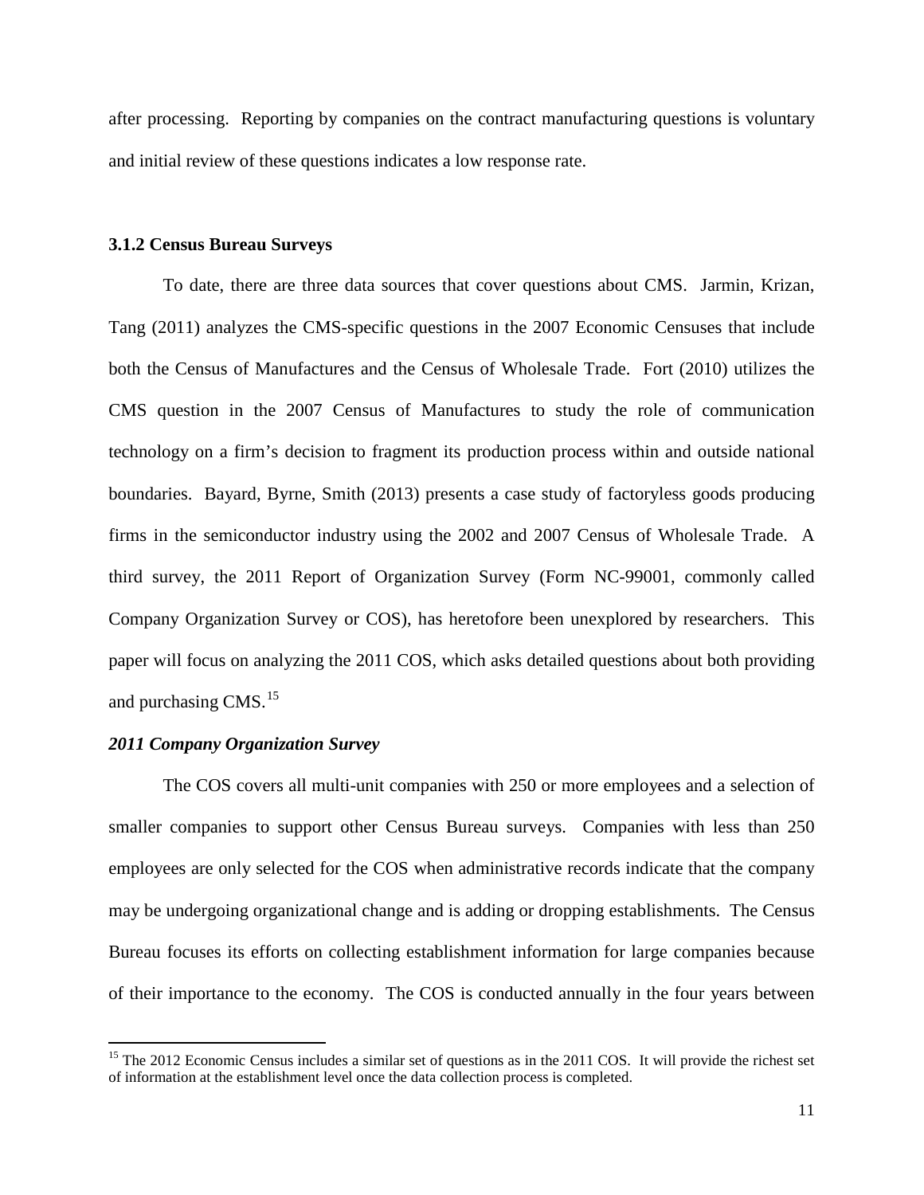after processing. Reporting by companies on the contract manufacturing questions is voluntary and initial review of these questions indicates a low response rate.

### 3.1.2 Census Bureau Surveys

To date, there are three data sources that cover questions about CMS. Jarmin, Krizan, Tang (2011) analyzes the CMS-specific questions in the 2007 Economic Censuses that include both the Census of Manufactures and the Census of Wholesale Trade. Fort (2010) utilizes the CMS question in the 2007 Census of Manufactures to study the role of communication technology on a firm's decision to fragment its production process within and outside national boundaries. Bayard, Byrne, Smith (2013) presents a case study of factoryless goods producing firms in the semiconductor industry using the 2002 and 2007 Census of Wholesale Trade. A third survey, the 2011 Report of Organization Survey (Form NC-99001, commonly called Company Organization Survey or COS), has heretofore been unexplored by researchers. This paper will focus on analyzing the 2011 COS, which asks detailed questions about both providing and purchasing CMS.[15]

#### *2011 Company Organization Survey*

The COS covers all multi-unit companies with 250 or more employees and a selection of smaller companies to support other Census Bureau surveys. Companies with less than 250 employees are only selected for the COS when administrative records indicate that the company may be undergoing organizational change and is adding or dropping establishments. The Census Bureau focuses its efforts on collecting establishment information for large companies because of their importance to the economy. The COS is conducted annually in the four years between

[15] The 2012 Economic Census includes a similar set of questions as in the 2011 COS. It will provide the richest set of information at the establishment level once the data collection process is completed.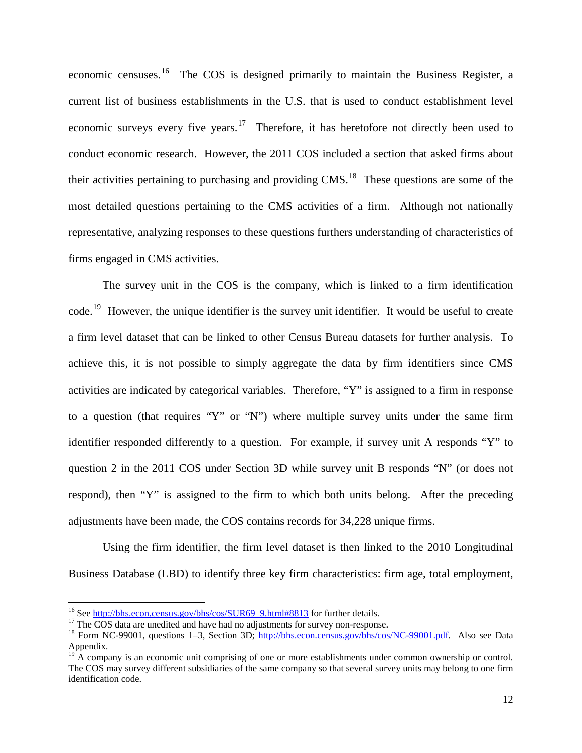economic censuses.[16] The COS is designed primarily to maintain the Business Register, a current list of business establishments in the U.S. that is used to conduct establishment level economic surveys every five years.[17] Therefore, it has heretofore not directly been used to conduct economic research. However, the 2011 COS included a section that asked firms about their activities pertaining to purchasing and providing CMS.[18] These questions are some of the most detailed questions pertaining to the CMS activities of a firm. Although not nationally representative, analyzing responses to these questions furthers understanding of characteristics of firms engaged in CMS activities.

The survey unit in the COS is the company, which is linked to a firm identification code.[19] However, the unique identifier is the survey unit identifier. It would be useful to create a firm level dataset that can be linked to other Census Bureau datasets for further analysis. To achieve this, it is not possible to simply aggregate the data by firm identifiers since CMS activities are indicated by categorical variables. Therefore, "Y" is assigned to a firm in response to a question (that requires "Y" or "N") where multiple survey units under the same firm identifier responded differently to a question. For example, if survey unit A responds "Y" to question 2 in the 2011 COS under Section 3D while survey unit B responds "N" (or does not respond), then "Y" is assigned to the firm to which both units belong. After the preceding adjustments have been made, the COS contains records for 34,228 unique firms.

Using the firm identifier, the firm level dataset is then linked to the 2010 Longitudinal Business Database (LBD) to identify three key firm characteristics: firm age, total employment,

---

[16] See http://bhs.econ.census.gov/bhs/cos/SUR69_9.html#8813 for further details.

[17] The COS data are unedited and have had no adjustments for survey non-response.

[18] Form NC-99001, questions 1–3, Section 3D; http://bhs.econ.census.gov/bhs/cos/NC-99001.pdf. Also see Data Appendix.

[19] A company is an economic unit comprising of one or more establishments under common ownership or control. The COS may survey different subsidiaries of the same company so that several survey units may belong to one firm identification code.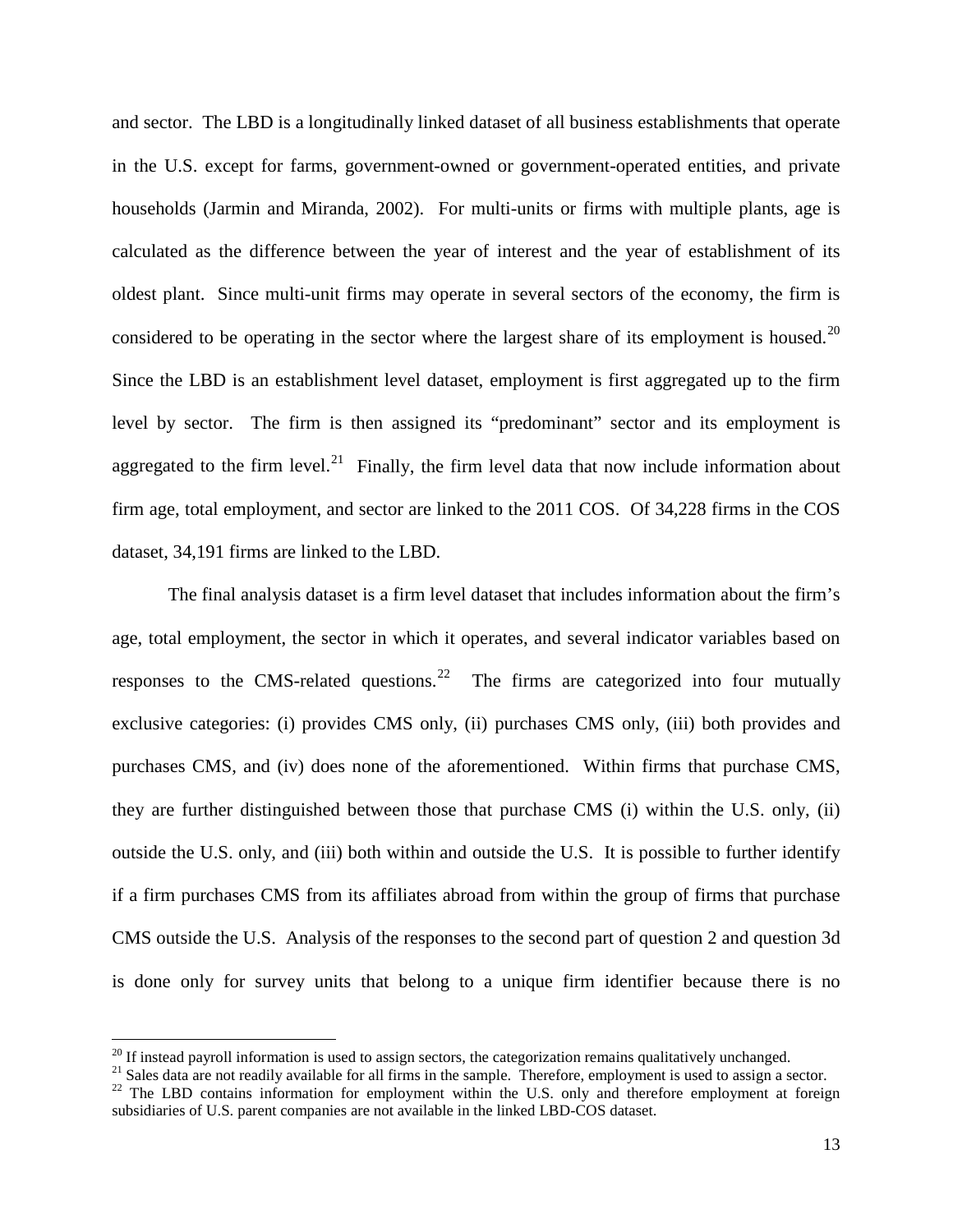and sector. The LBD is a longitudinally linked dataset of all business establishments that operate in the U.S. except for farms, government-owned or government-operated entities, and private households (Jarmin and Miranda, 2002). For multi-units or firms with multiple plants, age is calculated as the difference between the year of interest and the year of establishment of its oldest plant. Since multi-unit firms may operate in several sectors of the economy, the firm is considered to be operating in the sector where the largest share of its employment is housed.[20] Since the LBD is an establishment level dataset, employment is first aggregated up to the firm level by sector. The firm is then assigned its "predominant" sector and its employment is aggregated to the firm level.[21] Finally, the firm level data that now include information about firm age, total employment, and sector are linked to the 2011 COS. Of 34,228 firms in the COS dataset, 34,191 firms are linked to the LBD.

The final analysis dataset is a firm level dataset that includes information about the firm's age, total employment, the sector in which it operates, and several indicator variables based on responses to the CMS-related questions.[22] The firms are categorized into four mutually exclusive categories: (i) provides CMS only, (ii) purchases CMS only, (iii) both provides and purchases CMS, and (iv) does none of the aforementioned. Within firms that purchase CMS, they are further distinguished between those that purchase CMS (i) within the U.S. only, (ii) outside the U.S. only, and (iii) both within and outside the U.S. It is possible to further identify if a firm purchases CMS from its affiliates abroad from within the group of firms that purchase CMS outside the U.S. Analysis of the responses to the second part of question 2 and question 3d is done only for survey units that belong to a unique firm identifier because there is no

---

[20] If instead payroll information is used to assign sectors, the categorization remains qualitatively unchanged.

[21] Sales data are not readily available for all firms in the sample. Therefore, employment is used to assign a sector.

[22] The LBD contains information for employment within the U.S. only and therefore employment at foreign subsidiaries of U.S. parent companies are not available in the linked LBD-COS dataset.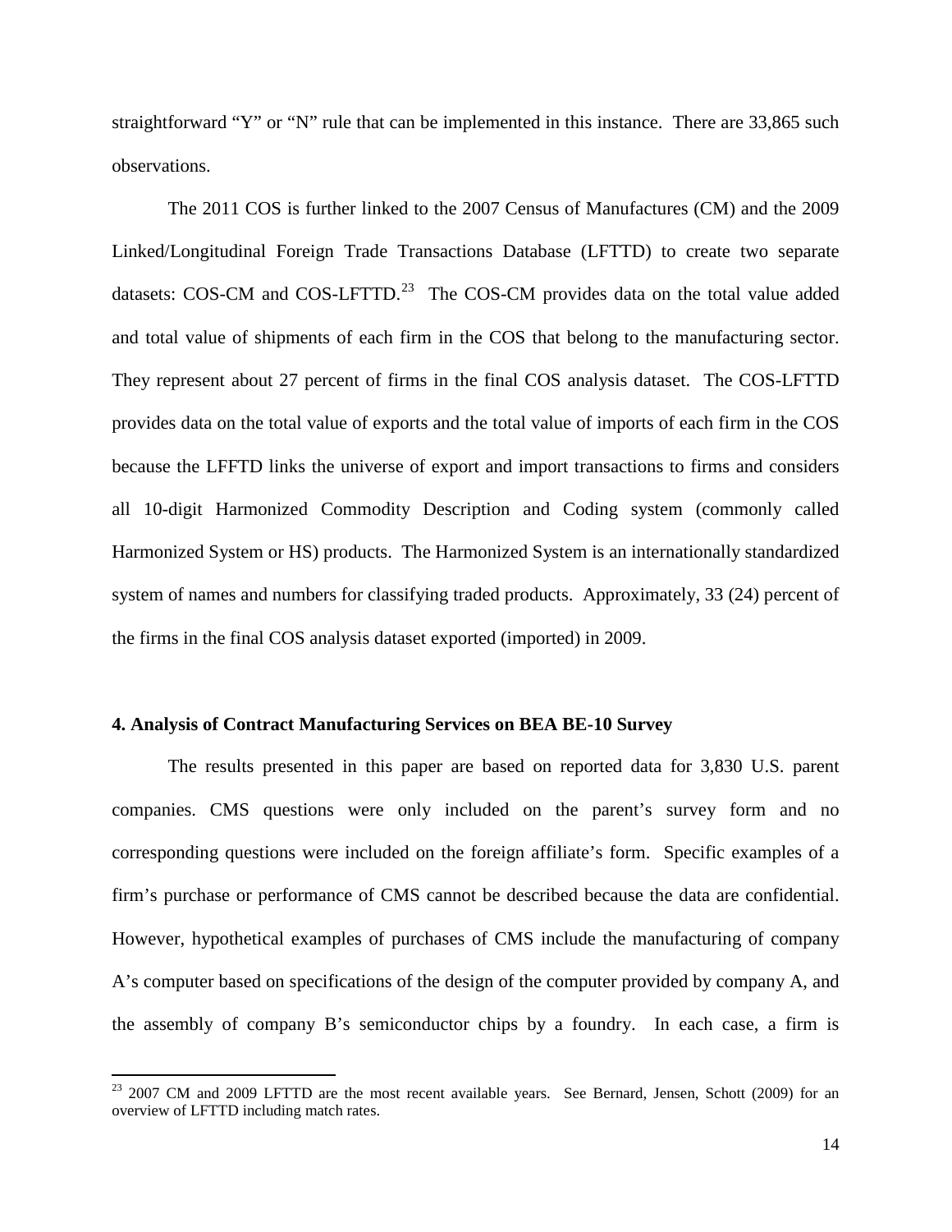straightforward “Y” or “N” rule that can be implemented in this instance. There are 33,865 such observations.

The 2011 COS is further linked to the 2007 Census of Manufactures (CM) and the 2009 Linked/Longitudinal Foreign Trade Transactions Database (LFTTD) to create two separate datasets: COS-CM and COS-LFTTD.[23] The COS-CM provides data on the total value added and total value of shipments of each firm in the COS that belong to the manufacturing sector. They represent about 27 percent of firms in the final COS analysis dataset. The COS-LFTTD provides data on the total value of exports and the total value of imports of each firm in the COS because the LFFTD links the universe of export and import transactions to firms and considers all 10-digit Harmonized Commodity Description and Coding system (commonly called Harmonized System or HS) products. The Harmonized System is an internationally standardized system of names and numbers for classifying traded products. Approximately, 33 (24) percent of the firms in the final COS analysis dataset exported (imported) in 2009.

## 4. Analysis of Contract Manufacturing Services on BEA BE-10 Survey

The results presented in this paper are based on reported data for 3,830 U.S. parent companies. CMS questions were only included on the parent’s survey form and no corresponding questions were included on the foreign affiliate’s form. Specific examples of a firm’s purchase or performance of CMS cannot be described because the data are confidential. However, hypothetical examples of purchases of CMS include the manufacturing of company A’s computer based on specifications of the design of the computer provided by company A, and the assembly of company B’s semiconductor chips by a foundry. In each case, a firm is

[23] 2007 CM and 2009 LFTTD are the most recent available years. See Bernard, Jensen, Schott (2009) for an overview of LFTTD including match rates.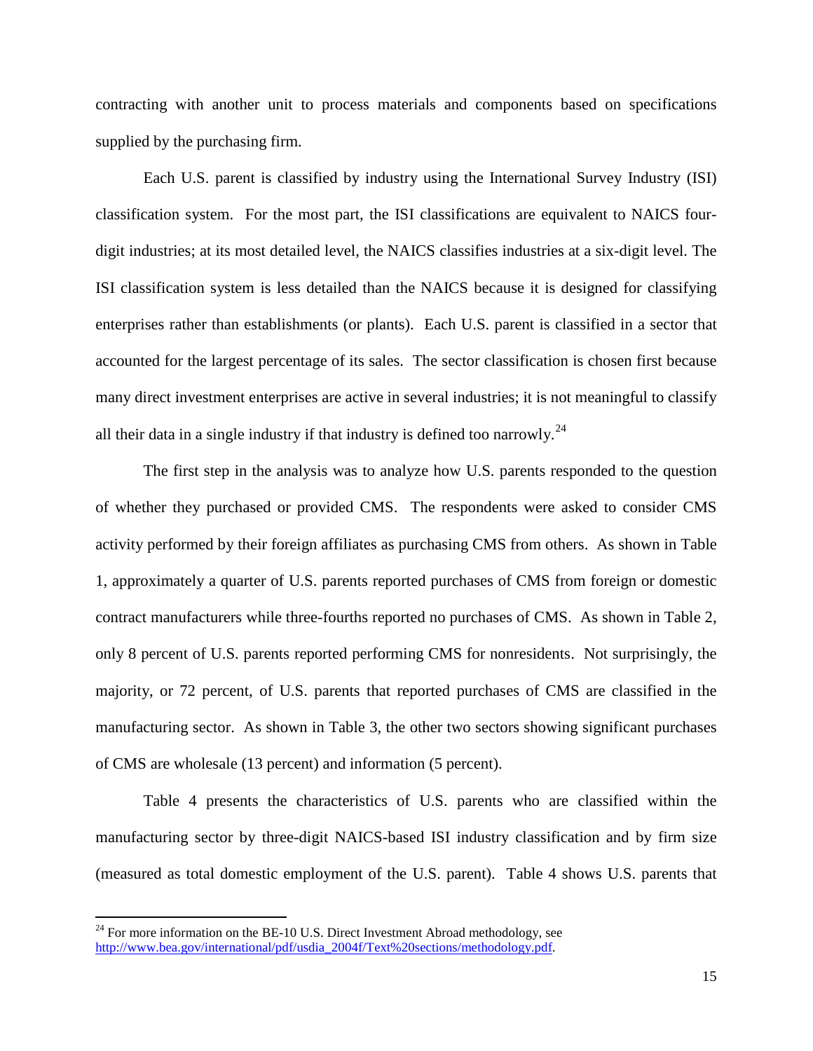contracting with another unit to process materials and components based on specifications supplied by the purchasing firm.

Each U.S. parent is classified by industry using the International Survey Industry (ISI) classification system. For the most part, the ISI classifications are equivalent to NAICS four-digit industries; at its most detailed level, the NAICS classifies industries at a six-digit level. The ISI classification system is less detailed than the NAICS because it is designed for classifying enterprises rather than establishments (or plants). Each U.S. parent is classified in a sector that accounted for the largest percentage of its sales. The sector classification is chosen first because many direct investment enterprises are active in several industries; it is not meaningful to classify all their data in a single industry if that industry is defined too narrowly.[24]

The first step in the analysis was to analyze how U.S. parents responded to the question of whether they purchased or provided CMS. The respondents were asked to consider CMS activity performed by their foreign affiliates as purchasing CMS from others. As shown in Table 1, approximately a quarter of U.S. parents reported purchases of CMS from foreign or domestic contract manufacturers while three-fourths reported no purchases of CMS. As shown in Table 2, only 8 percent of U.S. parents reported performing CMS for nonresidents. Not surprisingly, the majority, or 72 percent, of U.S. parents that reported purchases of CMS are classified in the manufacturing sector. As shown in Table 3, the other two sectors showing significant purchases of CMS are wholesale (13 percent) and information (5 percent).

Table 4 presents the characteristics of U.S. parents who are classified within the manufacturing sector by three-digit NAICS-based ISI industry classification and by firm size (measured as total domestic employment of the U.S. parent). Table 4 shows U.S. parents that

---

[24] For more information on the BE-10 U.S. Direct Investment Abroad methodology, see http://www.bea.gov/international/pdf/usdia_2004f/Text%20sections/methodology.pdf.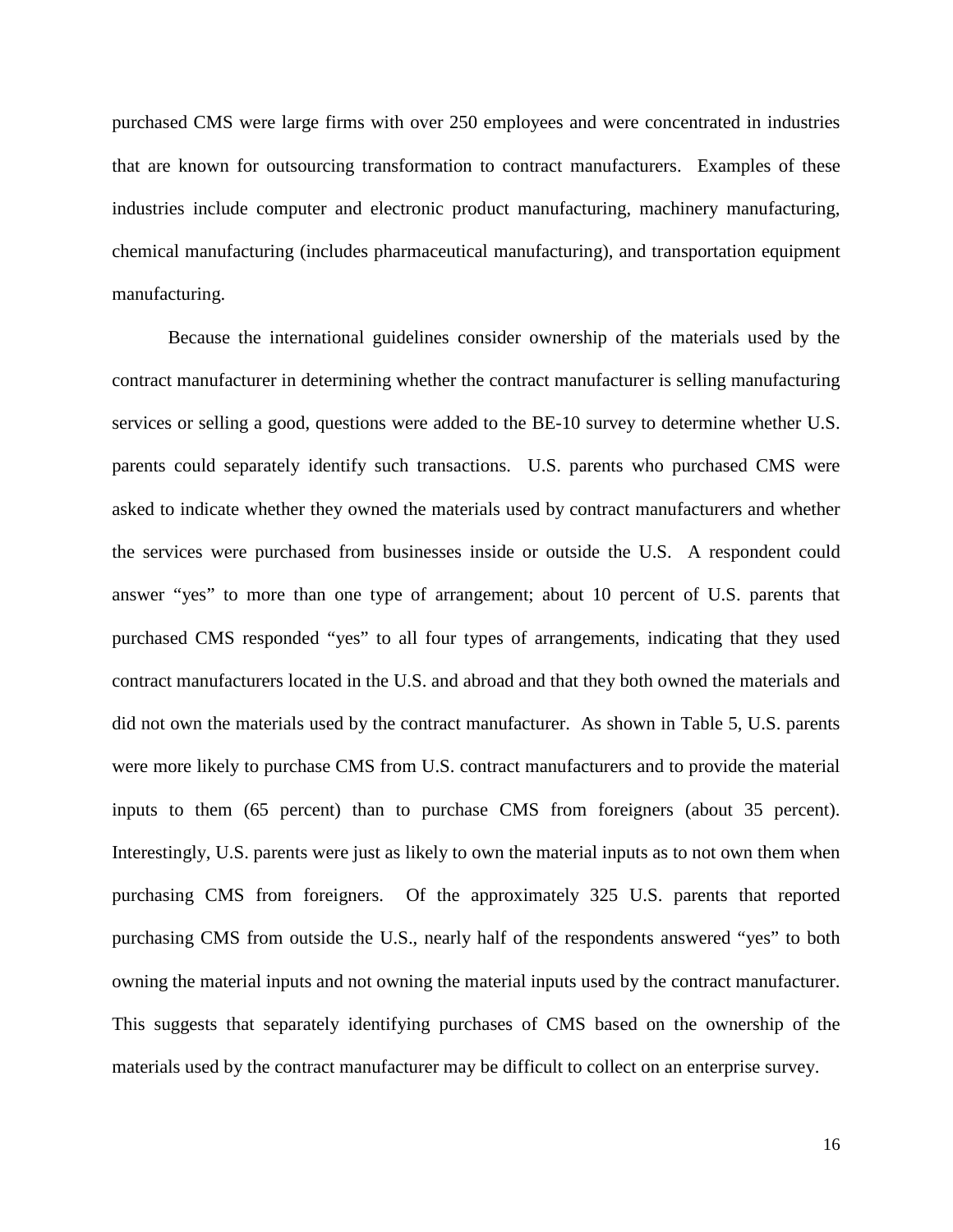purchased CMS were large firms with over 250 employees and were concentrated in industries that are known for outsourcing transformation to contract manufacturers. Examples of these industries include computer and electronic product manufacturing, machinery manufacturing, chemical manufacturing (includes pharmaceutical manufacturing), and transportation equipment manufacturing.

Because the international guidelines consider ownership of the materials used by the contract manufacturer in determining whether the contract manufacturer is selling manufacturing services or selling a good, questions were added to the BE-10 survey to determine whether U.S. parents could separately identify such transactions. U.S. parents who purchased CMS were asked to indicate whether they owned the materials used by contract manufacturers and whether the services were purchased from businesses inside or outside the U.S. A respondent could answer "yes" to more than one type of arrangement; about 10 percent of U.S. parents that purchased CMS responded "yes" to all four types of arrangements, indicating that they used contract manufacturers located in the U.S. and abroad and that they both owned the materials and did not own the materials used by the contract manufacturer. As shown in Table 5, U.S. parents were more likely to purchase CMS from U.S. contract manufacturers and to provide the material inputs to them (65 percent) than to purchase CMS from foreigners (about 35 percent). Interestingly, U.S. parents were just as likely to own the material inputs as to not own them when purchasing CMS from foreigners. Of the approximately 325 U.S. parents that reported purchasing CMS from outside the U.S., nearly half of the respondents answered "yes" to both owning the material inputs and not owning the material inputs used by the contract manufacturer. This suggests that separately identifying purchases of CMS based on the ownership of the materials used by the contract manufacturer may be difficult to collect on an enterprise survey.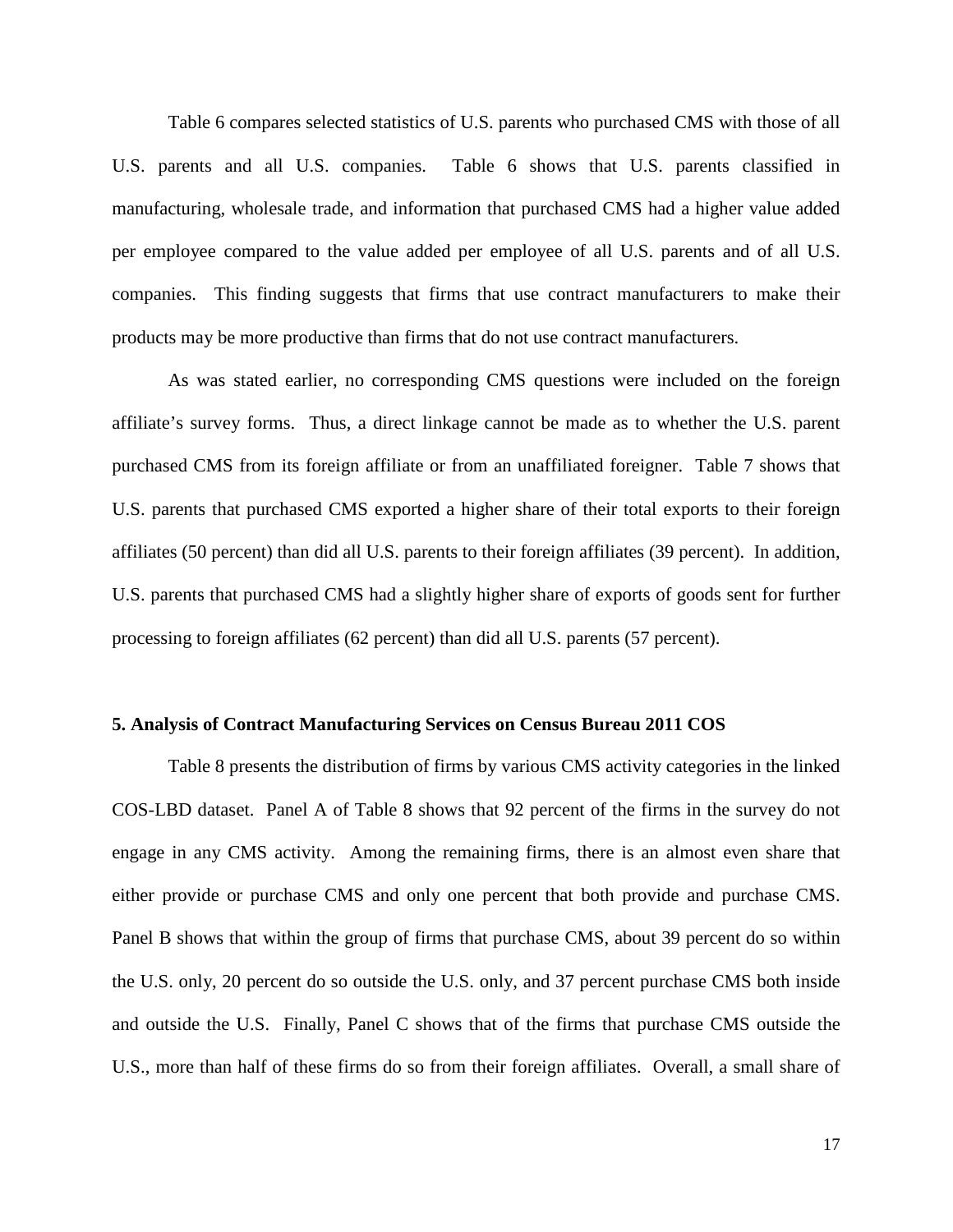Table 6 compares selected statistics of U.S. parents who purchased CMS with those of all U.S. parents and all U.S. companies. Table 6 shows that U.S. parents classified in manufacturing, wholesale trade, and information that purchased CMS had a higher value added per employee compared to the value added per employee of all U.S. parents and of all U.S. companies. This finding suggests that firms that use contract manufacturers to make their products may be more productive than firms that do not use contract manufacturers.

As was stated earlier, no corresponding CMS questions were included on the foreign affiliate's survey forms. Thus, a direct linkage cannot be made as to whether the U.S. parent purchased CMS from its foreign affiliate or from an unaffiliated foreigner. Table 7 shows that U.S. parents that purchased CMS exported a higher share of their total exports to their foreign affiliates (50 percent) than did all U.S. parents to their foreign affiliates (39 percent). In addition, U.S. parents that purchased CMS had a slightly higher share of exports of goods sent for further processing to foreign affiliates (62 percent) than did all U.S. parents (57 percent).

## 5. Analysis of Contract Manufacturing Services on Census Bureau 2011 COS

Table 8 presents the distribution of firms by various CMS activity categories in the linked COS-LBD dataset. Panel A of Table 8 shows that 92 percent of the firms in the survey do not engage in any CMS activity. Among the remaining firms, there is an almost even share that either provide or purchase CMS and only one percent that both provide and purchase CMS. Panel B shows that within the group of firms that purchase CMS, about 39 percent do so within the U.S. only, 20 percent do so outside the U.S. only, and 37 percent purchase CMS both inside and outside the U.S. Finally, Panel C shows that of the firms that purchase CMS outside the U.S., more than half of these firms do so from their foreign affiliates. Overall, a small share of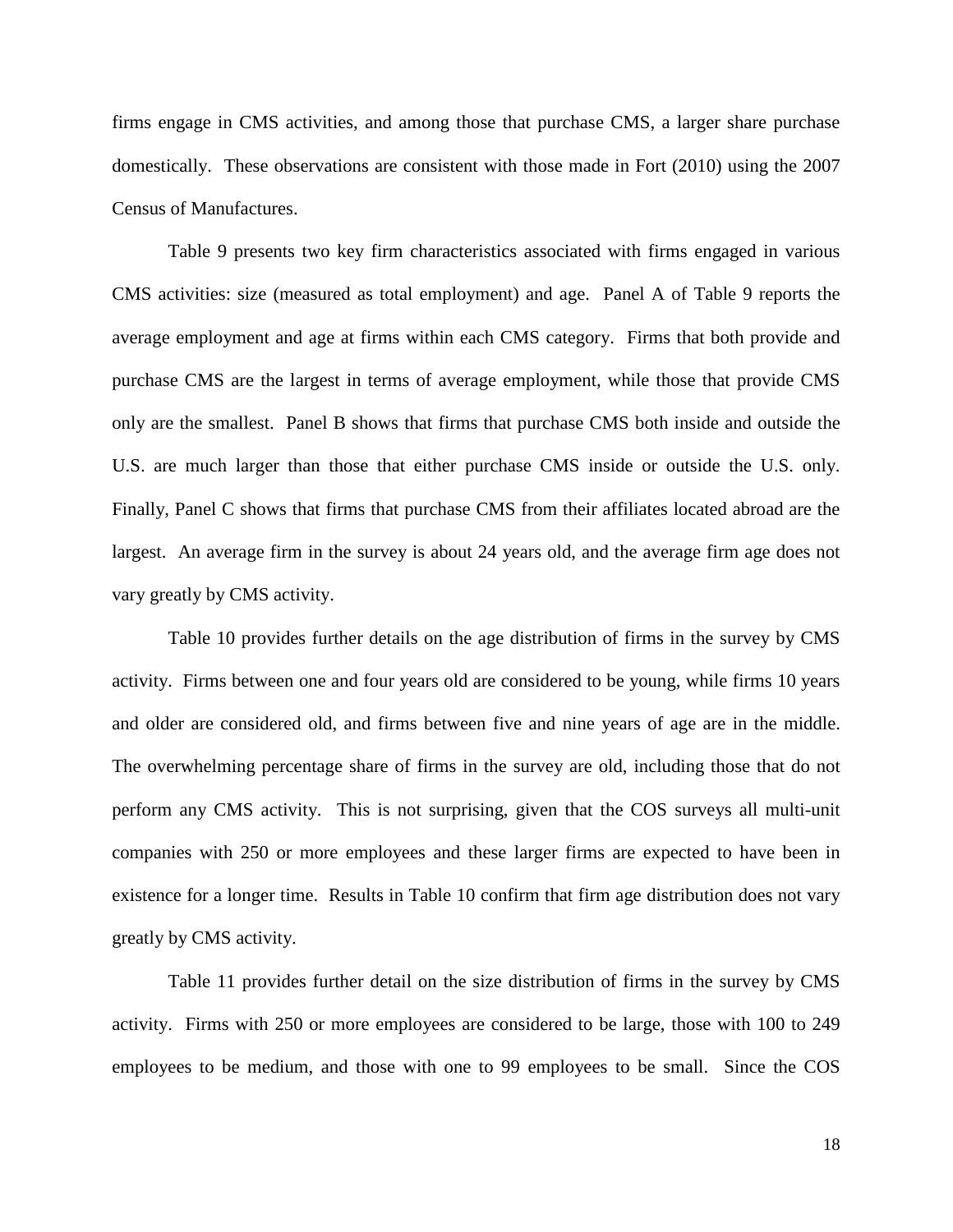firms engage in CMS activities, and among those that purchase CMS, a larger share purchase domestically. These observations are consistent with those made in Fort (2010) using the 2007 Census of Manufactures.

Table 9 presents two key firm characteristics associated with firms engaged in various CMS activities: size (measured as total employment) and age. Panel A of Table 9 reports the average employment and age at firms within each CMS category. Firms that both provide and purchase CMS are the largest in terms of average employment, while those that provide CMS only are the smallest. Panel B shows that firms that purchase CMS both inside and outside the U.S. are much larger than those that either purchase CMS inside or outside the U.S. only. Finally, Panel C shows that firms that purchase CMS from their affiliates located abroad are the largest. An average firm in the survey is about 24 years old, and the average firm age does not vary greatly by CMS activity.

Table 10 provides further details on the age distribution of firms in the survey by CMS activity. Firms between one and four years old are considered to be young, while firms 10 years and older are considered old, and firms between five and nine years of age are in the middle. The overwhelming percentage share of firms in the survey are old, including those that do not perform any CMS activity. This is not surprising, given that the COS surveys all multi-unit companies with 250 or more employees and these larger firms are expected to have been in existence for a longer time. Results in Table 10 confirm that firm age distribution does not vary greatly by CMS activity.

Table 11 provides further detail on the size distribution of firms in the survey by CMS activity. Firms with 250 or more employees are considered to be large, those with 100 to 249 employees to be medium, and those with one to 99 employees to be small. Since the COS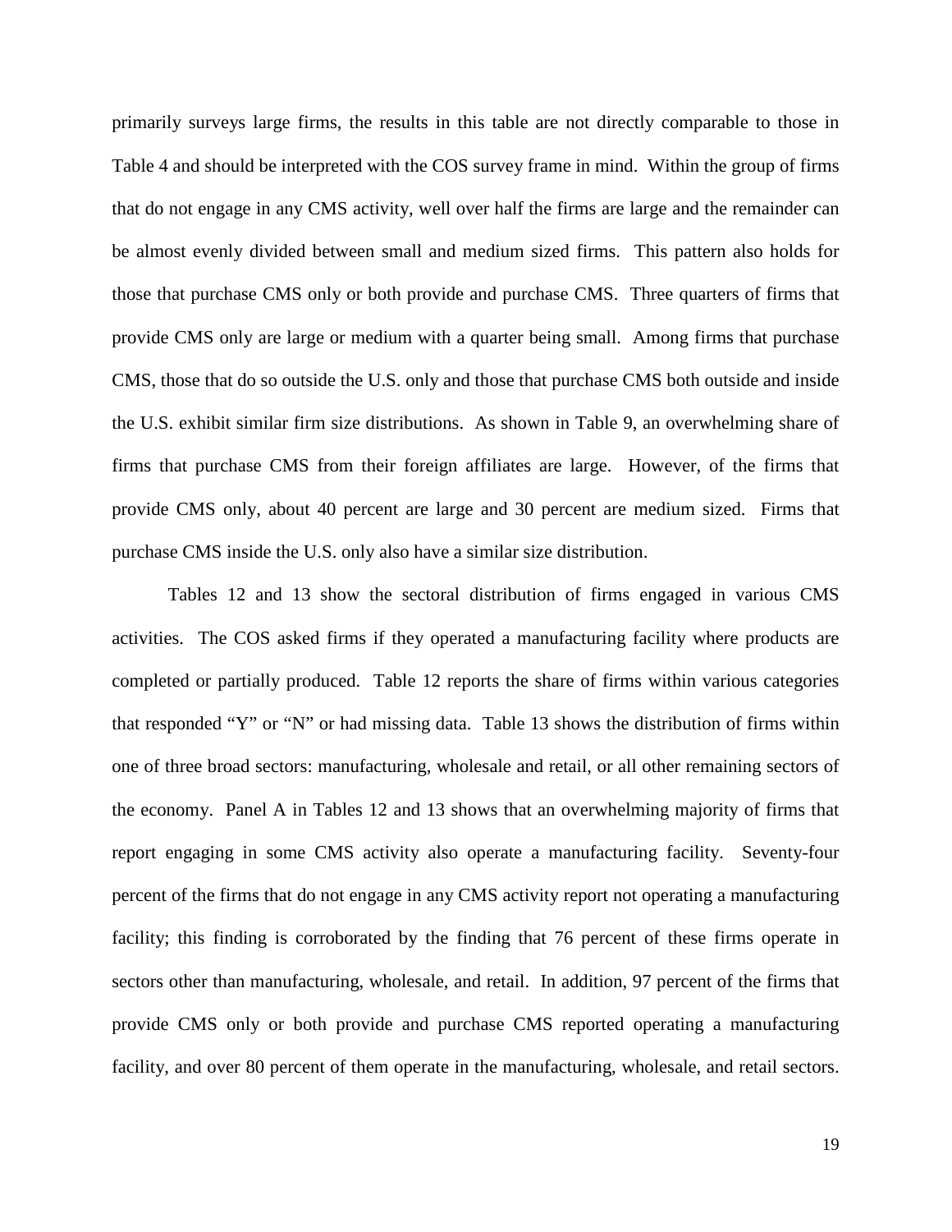primarily surveys large firms, the results in this table are not directly comparable to those in Table 4 and should be interpreted with the COS survey frame in mind. Within the group of firms that do not engage in any CMS activity, well over half the firms are large and the remainder can be almost evenly divided between small and medium sized firms. This pattern also holds for those that purchase CMS only or both provide and purchase CMS. Three quarters of firms that provide CMS only are large or medium with a quarter being small. Among firms that purchase CMS, those that do so outside the U.S. only and those that purchase CMS both outside and inside the U.S. exhibit similar firm size distributions. As shown in Table 9, an overwhelming share of firms that purchase CMS from their foreign affiliates are large. However, of the firms that provide CMS only, about 40 percent are large and 30 percent are medium sized. Firms that purchase CMS inside the U.S. only also have a similar size distribution.

Tables 12 and 13 show the sectoral distribution of firms engaged in various CMS activities. The COS asked firms if they operated a manufacturing facility where products are completed or partially produced. Table 12 reports the share of firms within various categories that responded "Y" or "N" or had missing data. Table 13 shows the distribution of firms within one of three broad sectors: manufacturing, wholesale and retail, or all other remaining sectors of the economy. Panel A in Tables 12 and 13 shows that an overwhelming majority of firms that report engaging in some CMS activity also operate a manufacturing facility. Seventy-four percent of the firms that do not engage in any CMS activity report not operating a manufacturing facility; this finding is corroborated by the finding that 76 percent of these firms operate in sectors other than manufacturing, wholesale, and retail. In addition, 97 percent of the firms that provide CMS only or both provide and purchase CMS reported operating a manufacturing facility, and over 80 percent of them operate in the manufacturing, wholesale, and retail sectors.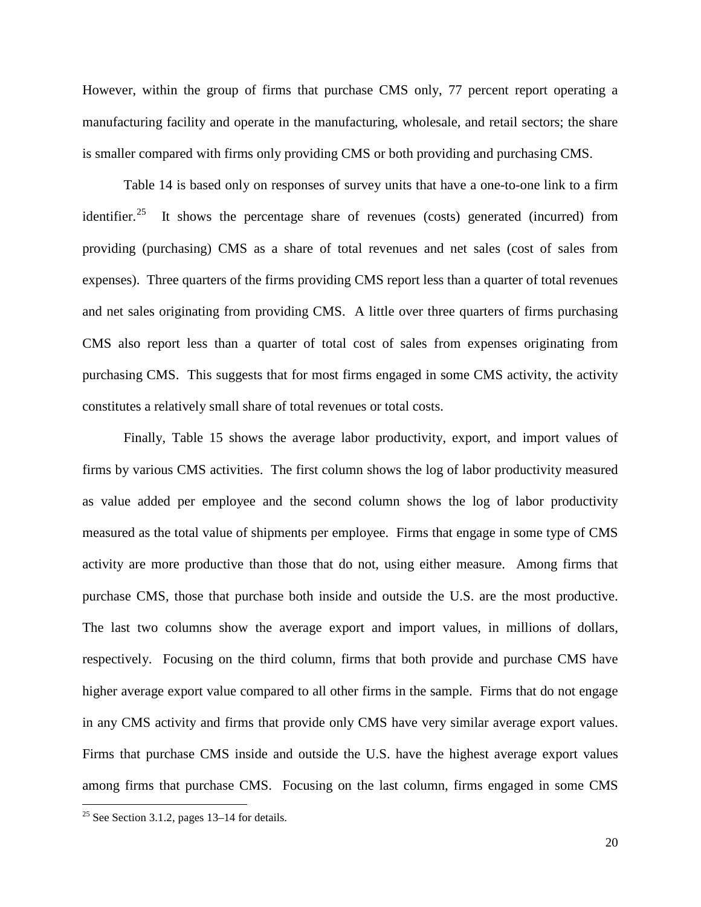However, within the group of firms that purchase CMS only, 77 percent report operating a manufacturing facility and operate in the manufacturing, wholesale, and retail sectors; the share is smaller compared with firms only providing CMS or both providing and purchasing CMS.

Table 14 is based only on responses of survey units that have a one-to-one link to a firm identifier.[25] It shows the percentage share of revenues (costs) generated (incurred) from providing (purchasing) CMS as a share of total revenues and net sales (cost of sales from expenses). Three quarters of the firms providing CMS report less than a quarter of total revenues and net sales originating from providing CMS. A little over three quarters of firms purchasing CMS also report less than a quarter of total cost of sales from expenses originating from purchasing CMS. This suggests that for most firms engaged in some CMS activity, the activity constitutes a relatively small share of total revenues or total costs.

Finally, Table 15 shows the average labor productivity, export, and import values of firms by various CMS activities. The first column shows the log of labor productivity measured as value added per employee and the second column shows the log of labor productivity measured as the total value of shipments per employee. Firms that engage in some type of CMS activity are more productive than those that do not, using either measure. Among firms that purchase CMS, those that purchase both inside and outside the U.S. are the most productive. The last two columns show the average export and import values, in millions of dollars, respectively. Focusing on the third column, firms that both provide and purchase CMS have higher average export value compared to all other firms in the sample. Firms that do not engage in any CMS activity and firms that provide only CMS have very similar average export values. Firms that purchase CMS inside and outside the U.S. have the highest average export values among firms that purchase CMS. Focusing on the last column, firms engaged in some CMS

[25] See Section 3.1.2, pages 13–14 for details.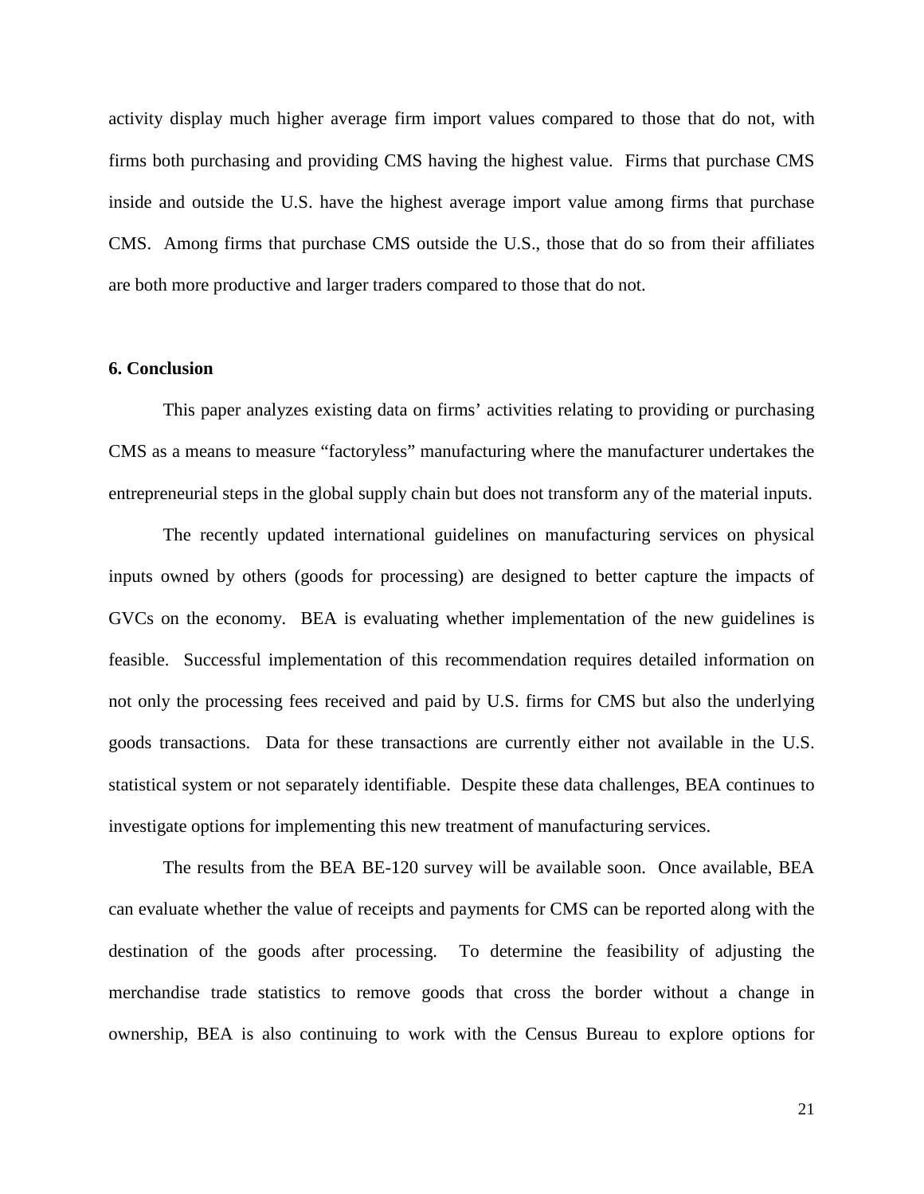activity display much higher average firm import values compared to those that do not, with firms both purchasing and providing CMS having the highest value. Firms that purchase CMS inside and outside the U.S. have the highest average import value among firms that purchase CMS. Among firms that purchase CMS outside the U.S., those that do so from their affiliates are both more productive and larger traders compared to those that do not.

## 6. Conclusion

This paper analyzes existing data on firms' activities relating to providing or purchasing CMS as a means to measure "factoryless" manufacturing where the manufacturer undertakes the entrepreneurial steps in the global supply chain but does not transform any of the material inputs.

The recently updated international guidelines on manufacturing services on physical inputs owned by others (goods for processing) are designed to better capture the impacts of GVCs on the economy. BEA is evaluating whether implementation of the new guidelines is feasible. Successful implementation of this recommendation requires detailed information on not only the processing fees received and paid by U.S. firms for CMS but also the underlying goods transactions. Data for these transactions are currently either not available in the U.S. statistical system or not separately identifiable. Despite these data challenges, BEA continues to investigate options for implementing this new treatment of manufacturing services.

The results from the BEA BE-120 survey will be available soon. Once available, BEA can evaluate whether the value of receipts and payments for CMS can be reported along with the destination of the goods after processing. To determine the feasibility of adjusting the merchandise trade statistics to remove goods that cross the border without a change in ownership, BEA is also continuing to work with the Census Bureau to explore options for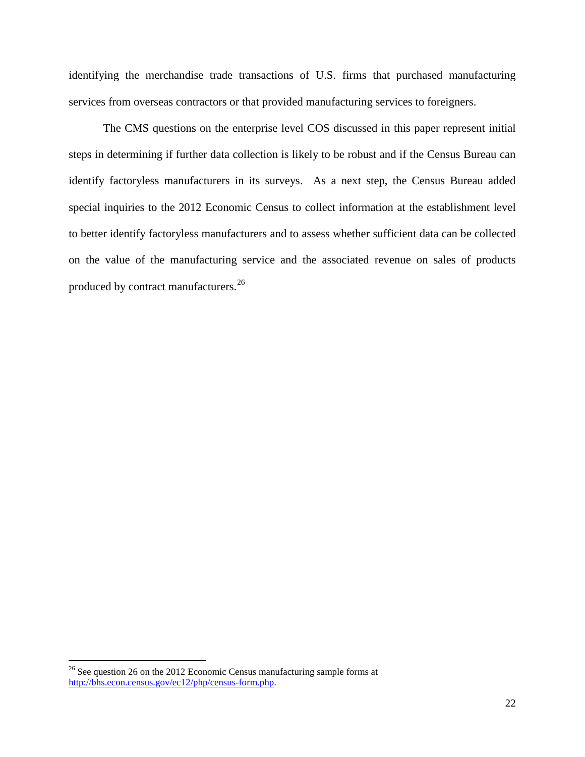identifying the merchandise trade transactions of U.S. firms that purchased manufacturing services from overseas contractors or that provided manufacturing services to foreigners.

The CMS questions on the enterprise level COS discussed in this paper represent initial steps in determining if further data collection is likely to be robust and if the Census Bureau can identify factoryless manufacturers in its surveys. As a next step, the Census Bureau added special inquiries to the 2012 Economic Census to collect information at the establishment level to better identify factoryless manufacturers and to assess whether sufficient data can be collected on the value of the manufacturing service and the associated revenue on sales of products produced by contract manufacturers.[26]

[26] See question 26 on the 2012 Economic Census manufacturing sample forms at http://bhs.econ.census.gov/ec12/php/census-form.php.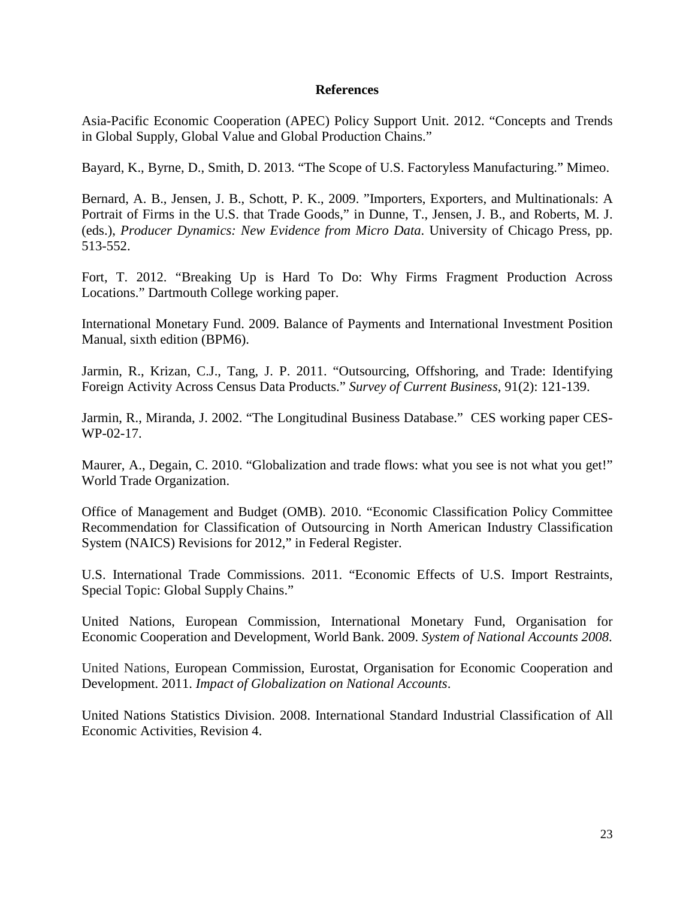## References

Asia-Pacific Economic Cooperation (APEC) Policy Support Unit. 2012. "Concepts and Trends in Global Supply, Global Value and Global Production Chains."

Bayard, K., Byrne, D., Smith, D. 2013. "The Scope of U.S. Factoryless Manufacturing." Mimeo.

Bernard, A. B., Jensen, J. B., Schott, P. K., 2009. "Importers, Exporters, and Multinationals: A Portrait of Firms in the U.S. that Trade Goods," in Dunne, T., Jensen, J. B., and Roberts, M. J. (eds.), *Producer Dynamics: New Evidence from Micro Data*. University of Chicago Press, pp. 513-552.

Fort, T. 2012. "Breaking Up is Hard To Do: Why Firms Fragment Production Across Locations." Dartmouth College working paper.

International Monetary Fund. 2009. Balance of Payments and International Investment Position Manual, sixth edition (BPM6).

Jarmin, R., Krizan, C.J., Tang, J. P. 2011. "Outsourcing, Offshoring, and Trade: Identifying Foreign Activity Across Census Data Products." *Survey of Current Business*, 91(2): 121-139.

Jarmin, R., Miranda, J. 2002. "The Longitudinal Business Database." CES working paper CES-WP-02-17.

Maurer, A., Degain, C. 2010. "Globalization and trade flows: what you see is not what you get!" World Trade Organization.

Office of Management and Budget (OMB). 2010. "Economic Classification Policy Committee Recommendation for Classification of Outsourcing in North American Industry Classification System (NAICS) Revisions for 2012," in Federal Register.

U.S. International Trade Commissions. 2011. "Economic Effects of U.S. Import Restraints, Special Topic: Global Supply Chains."

United Nations, European Commission, International Monetary Fund, Organisation for Economic Cooperation and Development, World Bank. 2009. *System of National Accounts 2008*.

United Nations, European Commission, Eurostat, Organisation for Economic Cooperation and Development. 2011. *Impact of Globalization on National Accounts*.

United Nations Statistics Division. 2008. International Standard Industrial Classification of All Economic Activities, Revision 4.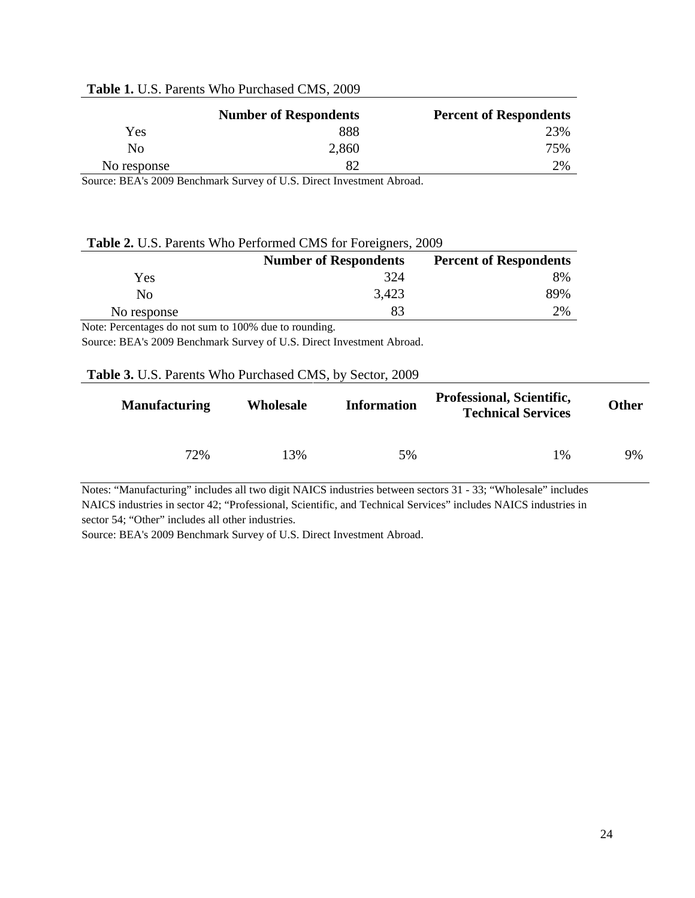**Table 1.** U.S. Parents Who Purchased CMS, 2009

| | Number of Respondents | Percent of Respondents |
|---|---|---|
| Yes | 888 | 23% |
| No | 2,860 | 75% |
| No response | 82 | 2% |

Source: BEA's 2009 Benchmark Survey of U.S. Direct Investment Abroad.

**Table 2.** U.S. Parents Who Performed CMS for Foreigners, 2009

| | Number of Respondents | Percent of Respondents |
|---|---|---|
| Yes | 324 | 8% |
| No | 3,423 | 89% |
| No response | 83 | 2% |

Note: Percentages do not sum to 100% due to rounding.

Source: BEA's 2009 Benchmark Survey of U.S. Direct Investment Abroad.

**Table 3.** U.S. Parents Who Purchased CMS, by Sector, 2009

| Manufacturing | Wholesale | Information | Professional, Scientific, Technical Services | Other |
|---|---|---|---|---|
| 72% | 13% | 5% | 1% | 9% |

Notes: "Manufacturing" includes all two digit NAICS industries between sectors 31 - 33; "Wholesale" includes NAICS industries in sector 42; "Professional, Scientific, and Technical Services" includes NAICS industries in sector 54; "Other" includes all other industries.

Source: BEA's 2009 Benchmark Survey of U.S. Direct Investment Abroad.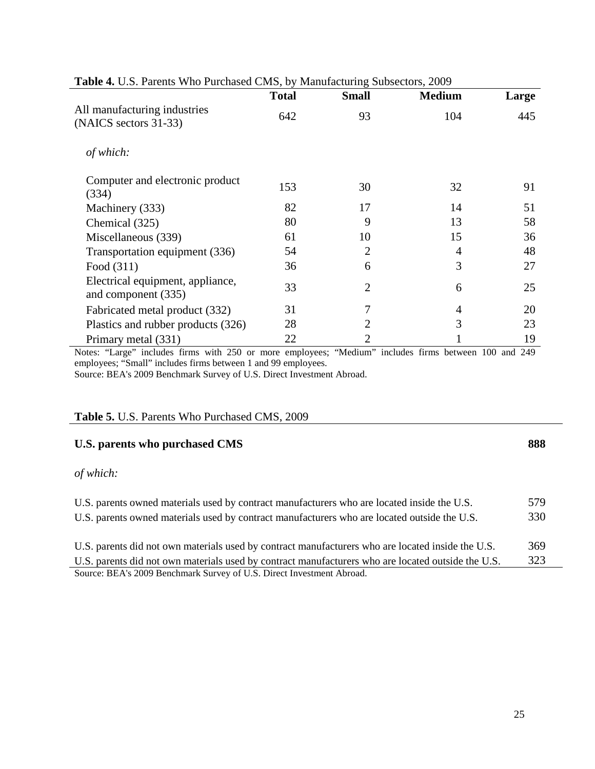**Table 4.** U.S. Parents Who Purchased CMS, by Manufacturing Subsectors, 2009

| | Total | Small | Medium | Large |
|---|---|---|---|---|
| All manufacturing industries (NAICS sectors 31-33) | 642 | 93 | 104 | 445 |
| *of which:* | | | | |
| Computer and electronic product (334) | 153 | 30 | 32 | 91 |
| Machinery (333) | 82 | 17 | 14 | 51 |
| Chemical (325) | 80 | 9 | 13 | 58 |
| Miscellaneous (339) | 61 | 10 | 15 | 36 |
| Transportation equipment (336) | 54 | 2 | 4 | 48 |
| Food (311) | 36 | 6 | 3 | 27 |
| Electrical equipment, appliance, and component (335) | 33 | 2 | 6 | 25 |
| Fabricated metal product (332) | 31 | 7 | 4 | 20 |
| Plastics and rubber products (326) | 28 | 2 | 3 | 23 |
| Primary metal (331) | 22 | 2 | 1 | 19 |

Notes: "Large" includes firms with 250 or more employees; "Medium" includes firms between 100 and 249 employees; "Small" includes firms between 1 and 99 employees.
Source: BEA's 2009 Benchmark Survey of U.S. Direct Investment Abroad.

**Table 5.** U.S. Parents Who Purchased CMS, 2009

| | |
|---|---|
| **U.S. parents who purchased CMS** | **888** |
| *of which:* | |
| U.S. parents owned materials used by contract manufacturers who are located inside the U.S. | 579 |
| U.S. parents owned materials used by contract manufacturers who are located outside the U.S. | 330 |
| U.S. parents did not own materials used by contract manufacturers who are located inside the U.S. | 369 |
| U.S. parents did not own materials used by contract manufacturers who are located outside the U.S. | 323 |

Source: BEA's 2009 Benchmark Survey of U.S. Direct Investment Abroad.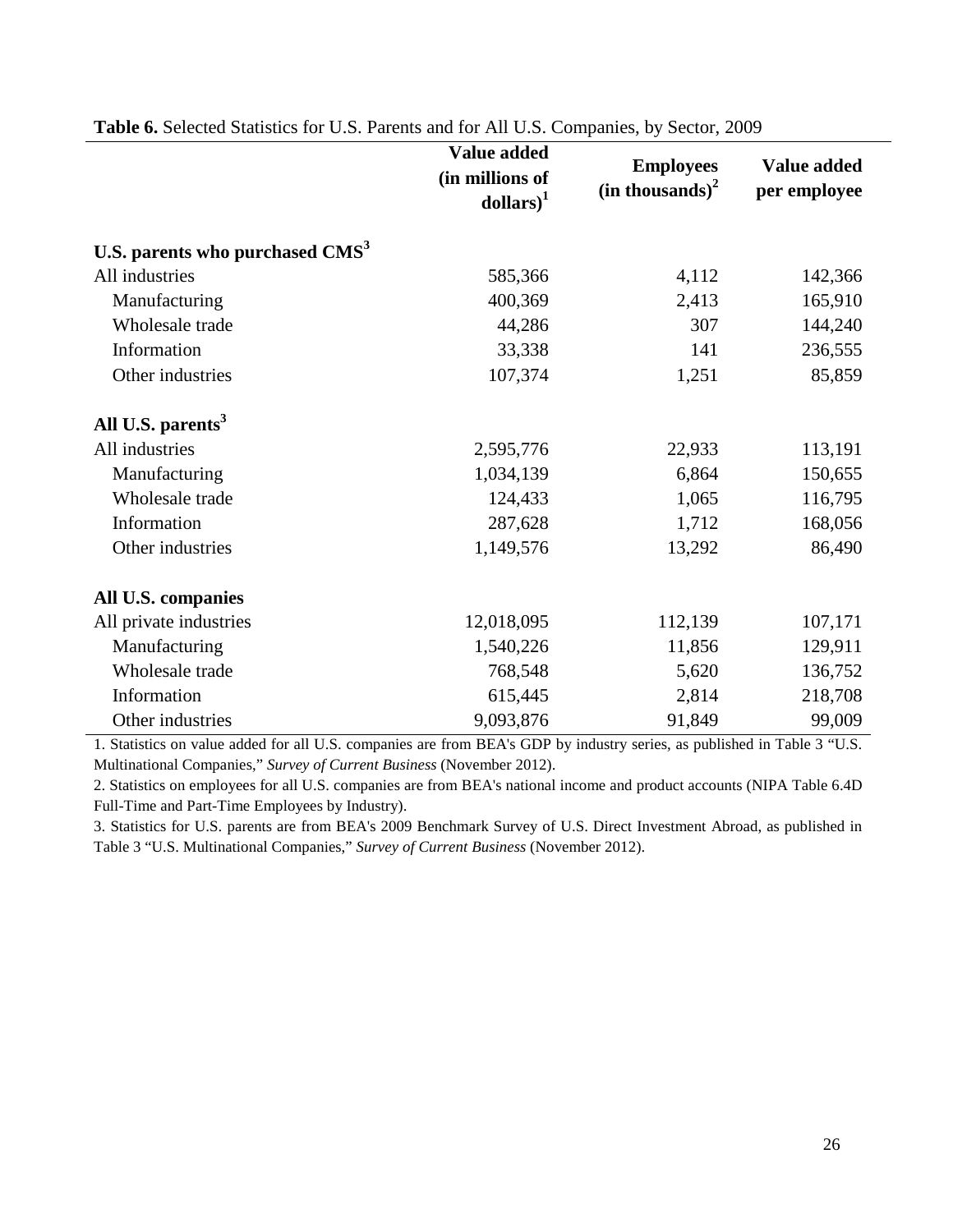**Table 6.** Selected Statistics for U.S. Parents and for All U.S. Companies, by Sector, 2009

| | Value added (in millions of dollars)[1] | Employees (in thousands)[2] | Value added per employee |
|---|---|---|---|
| **U.S. parents who purchased CMS[3]** | | | |
| All industries | 585,366 | 4,112 | 142,366 |
| Manufacturing | 400,369 | 2,413 | 165,910 |
| Wholesale trade | 44,286 | 307 | 144,240 |
| Information | 33,338 | 141 | 236,555 |
| Other industries | 107,374 | 1,251 | 85,859 |
| **All U.S. parents[3]** | | | |
| All industries | 2,595,776 | 22,933 | 113,191 |
| Manufacturing | 1,034,139 | 6,864 | 150,655 |
| Wholesale trade | 124,433 | 1,065 | 116,795 |
| Information | 287,628 | 1,712 | 168,056 |
| Other industries | 1,149,576 | 13,292 | 86,490 |
| **All U.S. companies** | | | |
| All private industries | 12,018,095 | 112,139 | 107,171 |
| Manufacturing | 1,540,226 | 11,856 | 129,911 |
| Wholesale trade | 768,548 | 5,620 | 136,752 |
| Information | 615,445 | 2,814 | 218,708 |
| Other industries | 9,093,876 | 91,849 | 99,009 |

1. Statistics on value added for all U.S. companies are from BEA's GDP by industry series, as published in Table 3 "U.S. Multinational Companies," *Survey of Current Business* (November 2012).

2. Statistics on employees for all U.S. companies are from BEA's national income and product accounts (NIPA Table 6.4D Full-Time and Part-Time Employees by Industry).

3. Statistics for U.S. parents are from BEA's 2009 Benchmark Survey of U.S. Direct Investment Abroad, as published in Table 3 "U.S. Multinational Companies," *Survey of Current Business* (November 2012).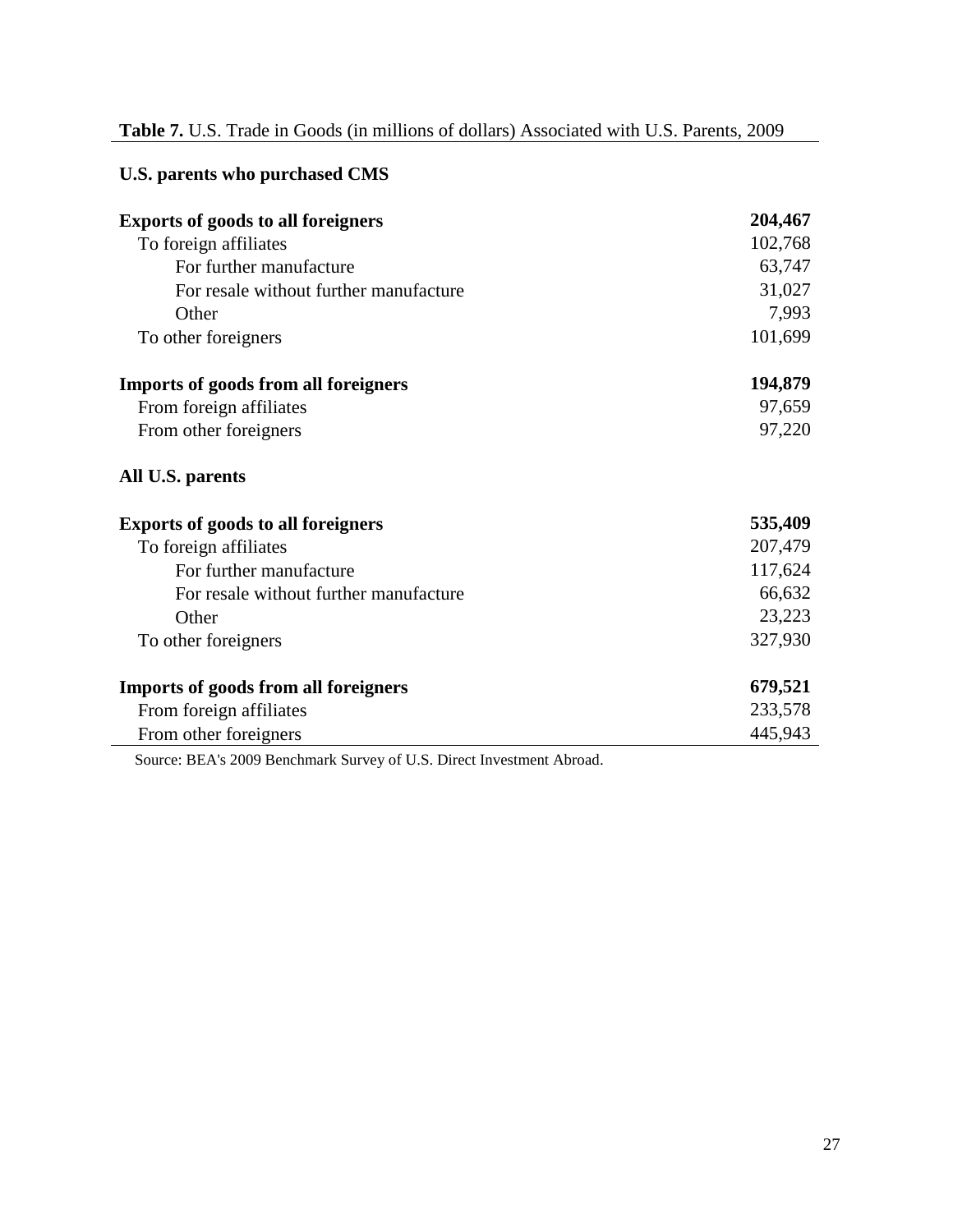**Table 7.** U.S. Trade in Goods (in millions of dollars) Associated with U.S. Parents, 2009

| | |
|---|---|
| **U.S. parents who purchased CMS** | |
| **Exports of goods to all foreigners** | **204,467** |
| To foreign affiliates | 102,768 |
| For further manufacture | 63,747 |
| For resale without further manufacture | 31,027 |
| Other | 7,993 |
| To other foreigners | 101,699 |
| **Imports of goods from all foreigners** | **194,879** |
| From foreign affiliates | 97,659 |
| From other foreigners | 97,220 |
| **All U.S. parents** | |
| **Exports of goods to all foreigners** | **535,409** |
| To foreign affiliates | 207,479 |
| For further manufacture | 117,624 |
| For resale without further manufacture | 66,632 |
| Other | 23,223 |
| To other foreigners | 327,930 |
| **Imports of goods from all foreigners** | **679,521** |
| From foreign affiliates | 233,578 |
| From other foreigners | 445,943 |

Source: BEA's 2009 Benchmark Survey of U.S. Direct Investment Abroad.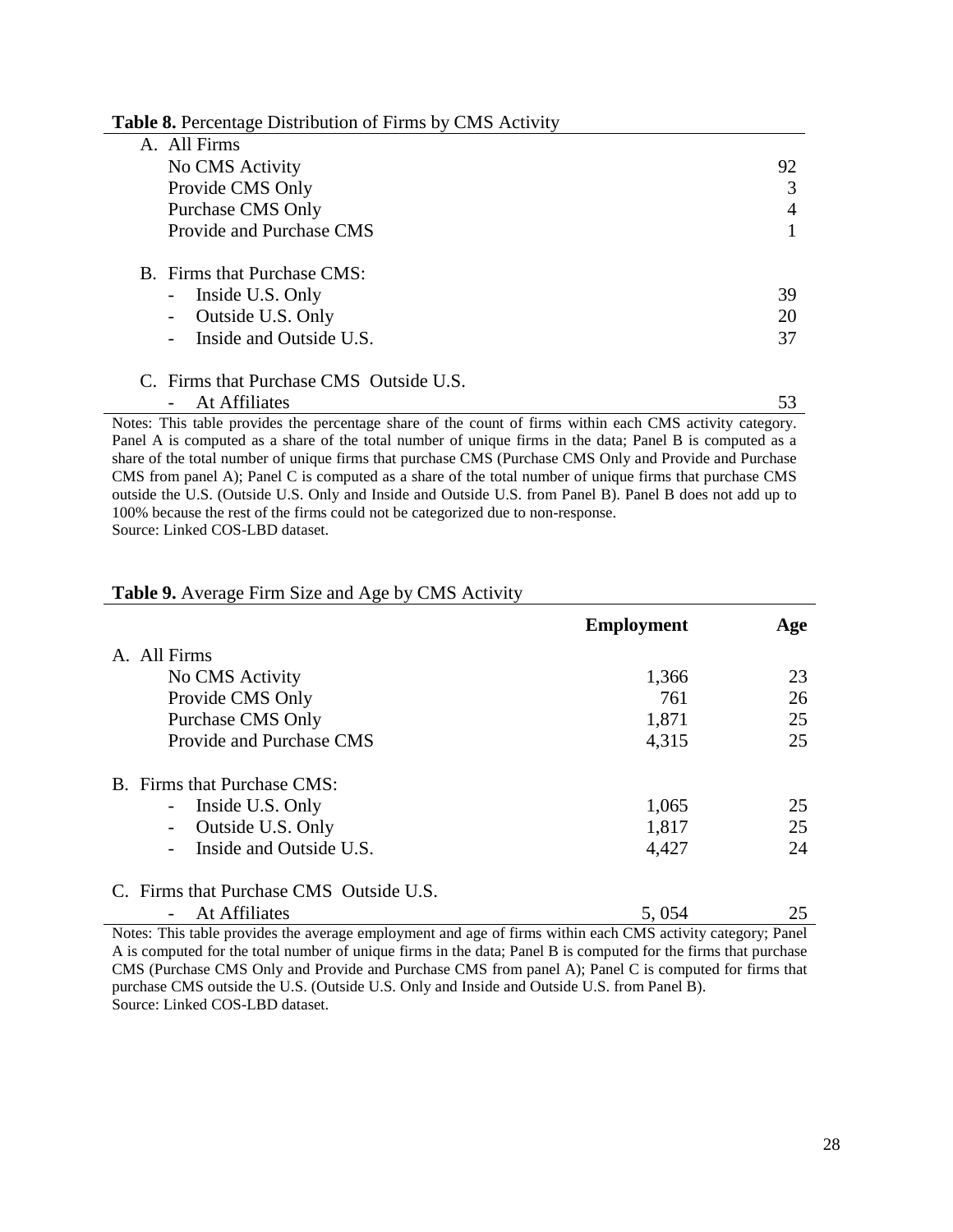**Table 8.** Percentage Distribution of Firms by CMS Activity

| | |
|---|---|
| A. All Firms | |
| No CMS Activity | 92 |
| Provide CMS Only | 3 |
| Purchase CMS Only | 4 |
| Provide and Purchase CMS | 1 |
| | |
| B. Firms that Purchase CMS: | |
| - Inside U.S. Only | 39 |
| - Outside U.S. Only | 20 |
| - Inside and Outside U.S. | 37 |
| | |
| C. Firms that Purchase CMS Outside U.S. | |
| - At Affiliates | 53 |

Notes: This table provides the percentage share of the count of firms within each CMS activity category. Panel A is computed as a share of the total number of unique firms in the data; Panel B is computed as a share of the total number of unique firms that purchase CMS (Purchase CMS Only and Provide and Purchase CMS from panel A); Panel C is computed as a share of the total number of unique firms that purchase CMS outside the U.S. (Outside U.S. Only and Inside and Outside U.S. from Panel B). Panel B does not add up to 100% because the rest of the firms could not be categorized due to non-response.
Source: Linked COS-LBD dataset.

**Table 9.** Average Firm Size and Age by CMS Activity

| | **Employment** | **Age** |
|---|---|---|
| A. All Firms | | |
| No CMS Activity | 1,366 | 23 |
| Provide CMS Only | 761 | 26 |
| Purchase CMS Only | 1,871 | 25 |
| Provide and Purchase CMS | 4,315 | 25 |
| | | |
| B. Firms that Purchase CMS: | | |
| - Inside U.S. Only | 1,065 | 25 |
| - Outside U.S. Only | 1,817 | 25 |
| - Inside and Outside U.S. | 4,427 | 24 |
| | | |
| C. Firms that Purchase CMS Outside U.S. | | |
| - At Affiliates | 5, 054 | 25 |

Notes: This table provides the average employment and age of firms within each CMS activity category; Panel A is computed for the total number of unique firms in the data; Panel B is computed for the firms that purchase CMS (Purchase CMS Only and Provide and Purchase CMS from panel A); Panel C is computed for firms that purchase CMS outside the U.S. (Outside U.S. Only and Inside and Outside U.S. from Panel B).
Source: Linked COS-LBD dataset.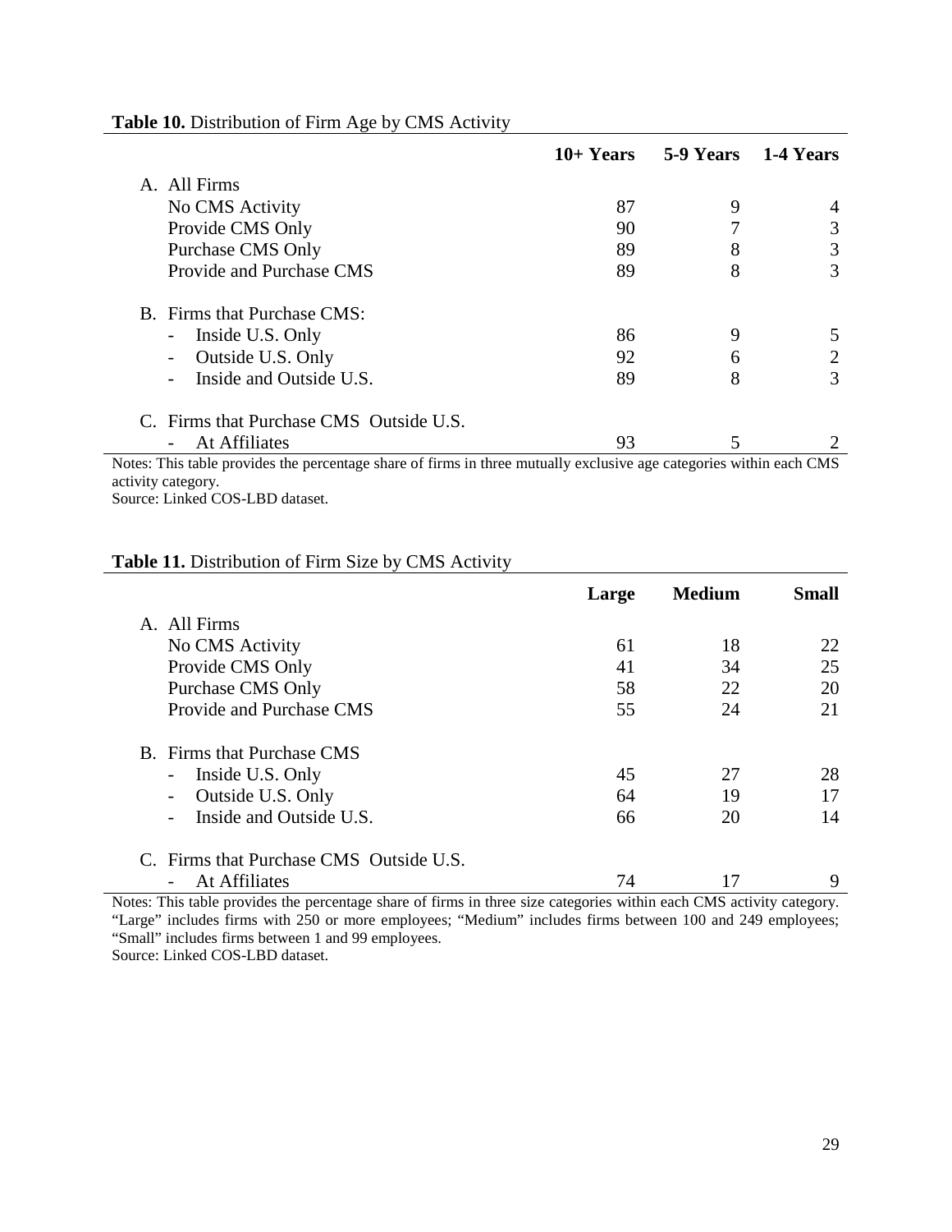**Table 10.** Distribution of Firm Age by CMS Activity

| | 10+ Years | 5-9 Years | 1-4 Years |
|---|---|---|---|
| A. All Firms | | | |
| No CMS Activity | 87 | 9 | 4 |
| Provide CMS Only | 90 | 7 | 3 |
| Purchase CMS Only | 89 | 8 | 3 |
| Provide and Purchase CMS | 89 | 8 | 3 |
| B. Firms that Purchase CMS: | | | |
| - Inside U.S. Only | 86 | 9 | 5 |
| - Outside U.S. Only | 92 | 6 | 2 |
| - Inside and Outside U.S. | 89 | 8 | 3 |
| C. Firms that Purchase CMS Outside U.S. | | | |
| - At Affiliates | 93 | 5 | 2 |

Notes: This table provides the percentage share of firms in three mutually exclusive age categories within each CMS activity category.
Source: Linked COS-LBD dataset.

**Table 11.** Distribution of Firm Size by CMS Activity

| | Large | Medium | Small |
|---|---|---|---|
| A. All Firms | | | |
| No CMS Activity | 61 | 18 | 22 |
| Provide CMS Only | 41 | 34 | 25 |
| Purchase CMS Only | 58 | 22 | 20 |
| Provide and Purchase CMS | 55 | 24 | 21 |
| B. Firms that Purchase CMS | | | |
| - Inside U.S. Only | 45 | 27 | 28 |
| - Outside U.S. Only | 64 | 19 | 17 |
| - Inside and Outside U.S. | 66 | 20 | 14 |
| C. Firms that Purchase CMS Outside U.S. | | | |
| - At Affiliates | 74 | 17 | 9 |

Notes: This table provides the percentage share of firms in three size categories within each CMS activity category. "Large" includes firms with 250 or more employees; "Medium" includes firms between 100 and 249 employees; "Small" includes firms between 1 and 99 employees.
Source: Linked COS-LBD dataset.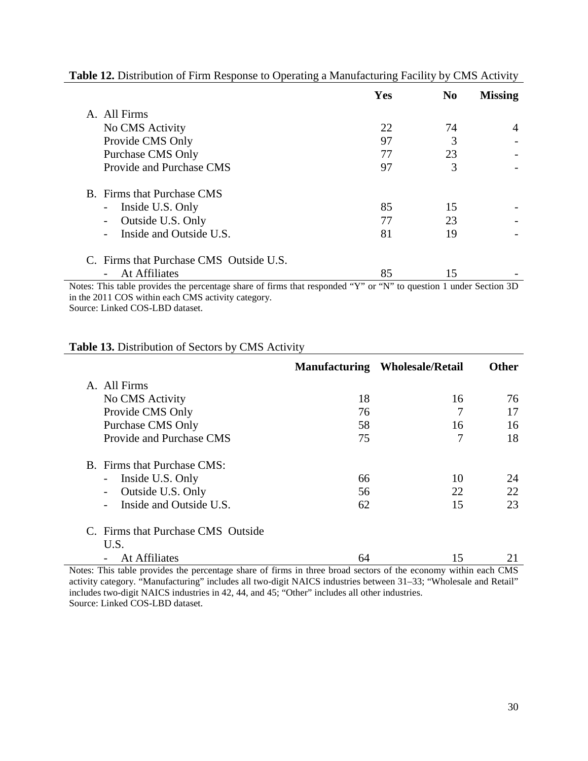**Table 12.** Distribution of Firm Response to Operating a Manufacturing Facility by CMS Activity

| | Yes | No | Missing |
|---|---|---|---|
| A. All Firms | | | |
| No CMS Activity | 22 | 74 | 4 |
| Provide CMS Only | 97 | 3 | - |
| Purchase CMS Only | 77 | 23 | - |
| Provide and Purchase CMS | 97 | 3 | - |
| B. Firms that Purchase CMS | | | |
| - Inside U.S. Only | 85 | 15 | - |
| - Outside U.S. Only | 77 | 23 | - |
| - Inside and Outside U.S. | 81 | 19 | - |
| C. Firms that Purchase CMS Outside U.S. | | | |
| - At Affiliates | 85 | 15 | - |

Notes: This table provides the percentage share of firms that responded "Y" or "N" to question 1 under Section 3D in the 2011 COS within each CMS activity category.
Source: Linked COS-LBD dataset.

**Table 13.** Distribution of Sectors by CMS Activity

| | Manufacturing | Wholesale/Retail | Other |
|---|---|---|---|
| A. All Firms | | | |
| No CMS Activity | 18 | 16 | 76 |
| Provide CMS Only | 76 | 7 | 17 |
| Purchase CMS Only | 58 | 16 | 16 |
| Provide and Purchase CMS | 75 | 7 | 18 |
| B. Firms that Purchase CMS: | | | |
| - Inside U.S. Only | 66 | 10 | 24 |
| - Outside U.S. Only | 56 | 22 | 22 |
| - Inside and Outside U.S. | 62 | 15 | 23 |
| C. Firms that Purchase CMS Outside U.S. | | | |
| - At Affiliates | 64 | 15 | 21 |

Notes: This table provides the percentage share of firms in three broad sectors of the economy within each CMS activity category. "Manufacturing" includes all two-digit NAICS industries between 31–33; "Wholesale and Retail" includes two-digit NAICS industries in 42, 44, and 45; "Other" includes all other industries.
Source: Linked COS-LBD dataset.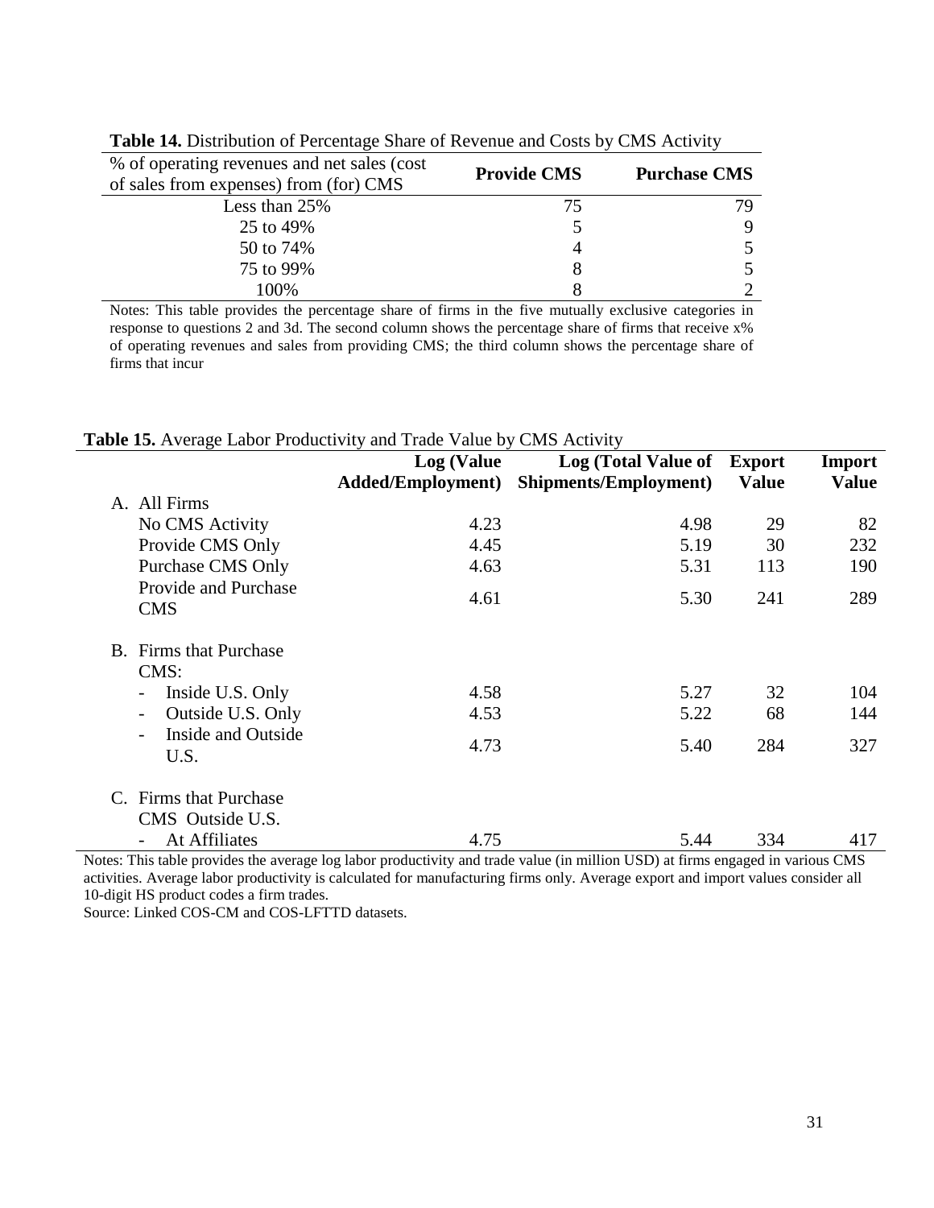**Table 14.** Distribution of Percentage Share of Revenue and Costs by CMS Activity

| % of operating revenues and net sales (cost of sales from expenses) from (for) CMS | Provide CMS | Purchase CMS |
|---|---|---|
| Less than 25% | 75 | 79 |
| 25 to 49% | 5 | 9 |
| 50 to 74% | 4 | 5 |
| 75 to 99% | 8 | 5 |
| 100% | 8 | 2 |

Notes: This table provides the percentage share of firms in the five mutually exclusive categories in response to questions 2 and 3d. The second column shows the percentage share of firms that receive x% of operating revenues and sales from providing CMS; the third column shows the percentage share of firms that incur

**Table 15.** Average Labor Productivity and Trade Value by CMS Activity

| | Log (Value Added/Employment) | Log (Total Value of Shipments/Employment) | Export Value | Import Value |
|---|---|---|---|---|
| A. All Firms | | | | |
| No CMS Activity | 4.23 | 4.98 | 29 | 82 |
| Provide CMS Only | 4.45 | 5.19 | 30 | 232 |
| Purchase CMS Only | 4.63 | 5.31 | 113 | 190 |
| Provide and Purchase CMS | 4.61 | 5.30 | 241 | 289 |
| B. Firms that Purchase CMS: | | | | |
| - Inside U.S. Only | 4.58 | 5.27 | 32 | 104 |
| - Outside U.S. Only | 4.53 | 5.22 | 68 | 144 |
| - Inside and Outside U.S. | 4.73 | 5.40 | 284 | 327 |
| C. Firms that Purchase CMS Outside U.S. | | | | |
| - At Affiliates | 4.75 | 5.44 | 334 | 417 |

Notes: This table provides the average log labor productivity and trade value (in million USD) at firms engaged in various CMS activities. Average labor productivity is calculated for manufacturing firms only. Average export and import values consider all 10-digit HS product codes a firm trades.

Source: Linked COS-CM and COS-LFTTD datasets.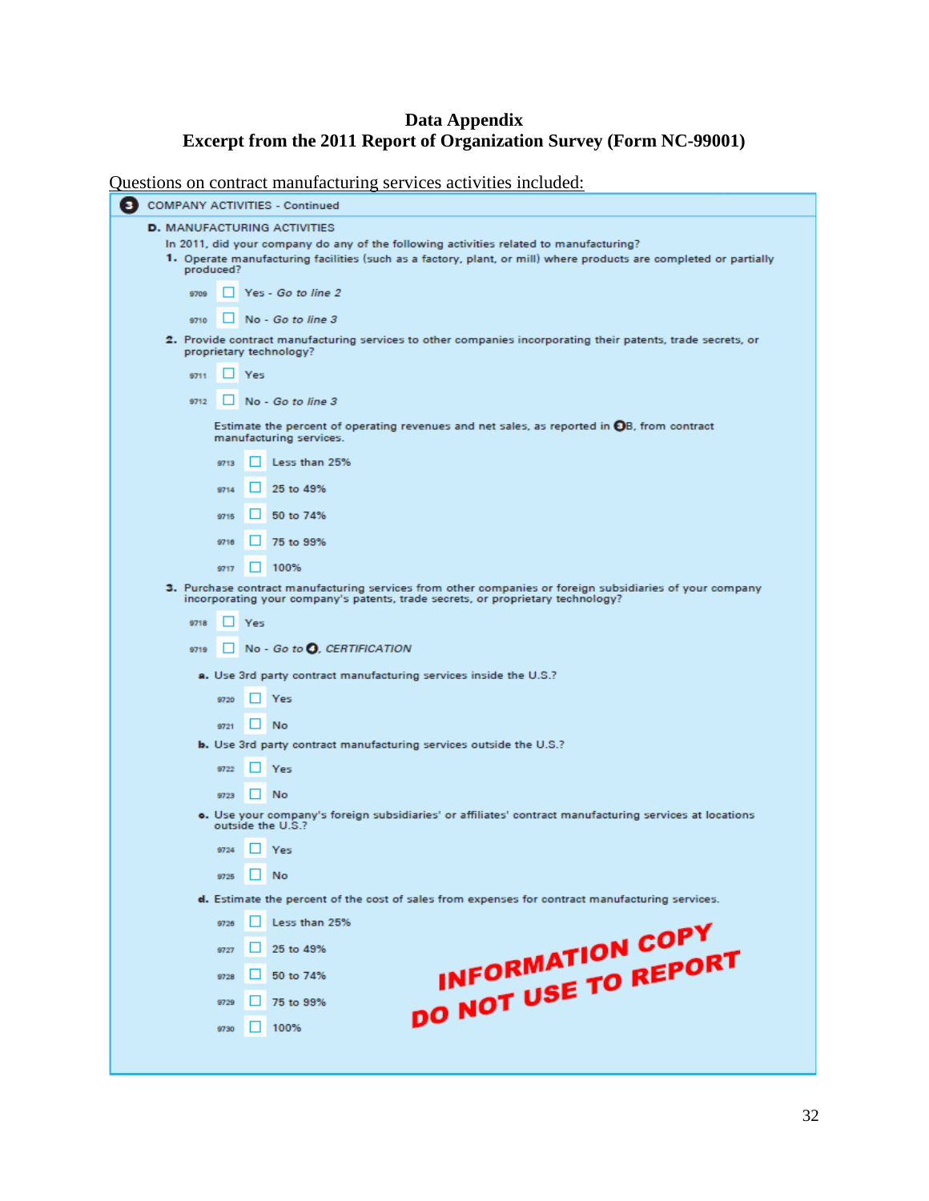# Data Appendix

## Excerpt from the 2011 Report of Organization Survey (Form NC-99001)

Questions on contract manufacturing services activities included:

**3 COMPANY ACTIVITIES - Continued**

**D.** MANUFACTURING ACTIVITIES

In 2011, did your company do any of the following activities related to manufacturing?

**1.** Operate manufacturing facilities (such as a factory, plant, or mill) where products are completed or partially produced?

- 9709 ☐ Yes - *Go to line 2*
- 9710 ☐ No - *Go to line 3*

**2.** Provide contract manufacturing services to other companies incorporating their patents, trade secrets, or proprietary technology?

- 9711 ☐ Yes
- 9712 ☐ No - *Go to line 3*

Estimate the percent of operating revenues and net sales, as reported in 3B, from contract manufacturing services.

- 9713 ☐ Less than 25%
- 9714 ☐ 25 to 49%
- 9715 ☐ 50 to 74%
- 9716 ☐ 75 to 99%
- 9717 ☐ 100%

**3.** Purchase contract manufacturing services from other companies or foreign subsidiaries of your company incorporating your company's patents, trade secrets, or proprietary technology?

- 9718 ☐ Yes
- 9719 ☐ No - *Go to 4, CERTIFICATION*

**a.** Use 3rd party contract manufacturing services inside the U.S.?

- 9720 ☐ Yes
- 9721 ☐ No

**b.** Use 3rd party contract manufacturing services outside the U.S.?

- 9722 ☐ Yes
- 9723 ☐ No

**c.** Use your company's foreign subsidiaries' or affiliates' contract manufacturing services at locations outside the U.S.?

- 9724 ☐ Yes
- 9725 ☐ No

**d.** Estimate the percent of the cost of sales from expenses for contract manufacturing services.

- 9726 ☐ Less than 25%
- 9727 ☐ 25 to 49%
- 9728 ☐ 50 to 74%
- 9729 ☐ 75 to 99%
- 9730 ☐ 100%

INFORMATION COPY
DO NOT USE TO REPORT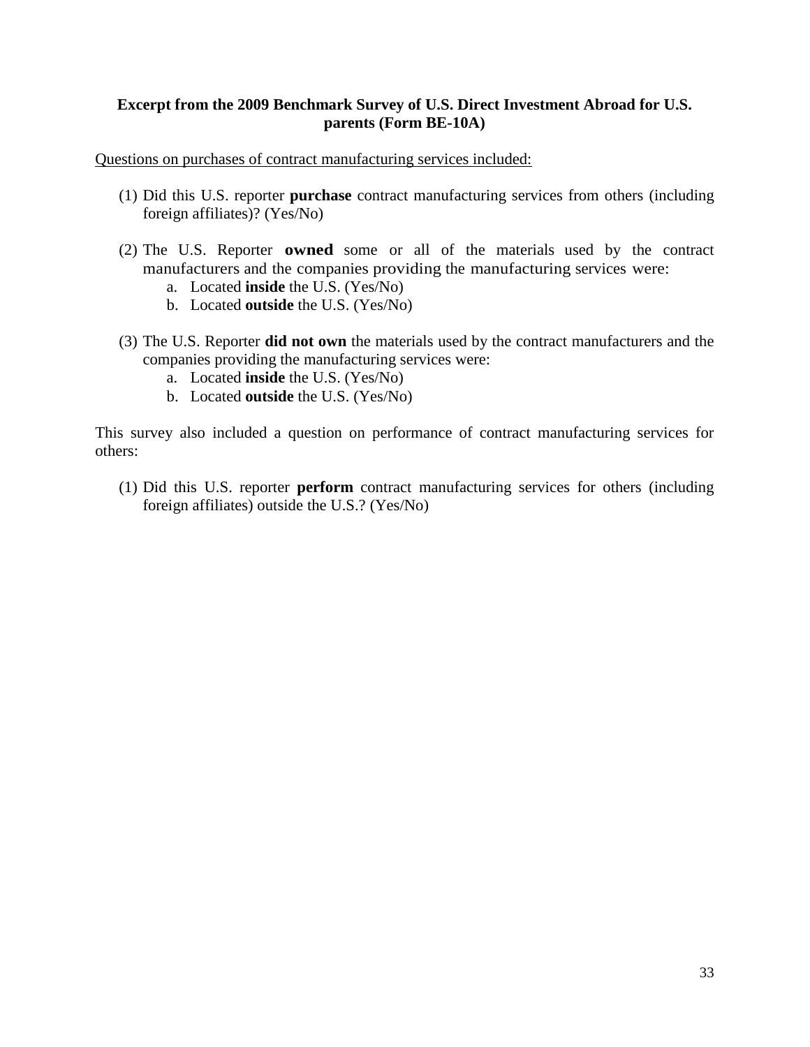**Excerpt from the 2009 Benchmark Survey of U.S. Direct Investment Abroad for U.S. parents (Form BE-10A)**

Questions on purchases of contract manufacturing services included:

(1) Did this U.S. reporter **purchase** contract manufacturing services from others (including foreign affiliates)? (Yes/No)

(2) The U.S. Reporter **owned** some or all of the materials used by the contract manufacturers and the companies providing the manufacturing services were:
   a. Located **inside** the U.S. (Yes/No)
   b. Located **outside** the U.S. (Yes/No)

(3) The U.S. Reporter **did not own** the materials used by the contract manufacturers and the companies providing the manufacturing services were:
   a. Located **inside** the U.S. (Yes/No)
   b. Located **outside** the U.S. (Yes/No)

This survey also included a question on performance of contract manufacturing services for others:

(1) Did this U.S. reporter **perform** contract manufacturing services for others (including foreign affiliates) outside the U.S.? (Yes/No)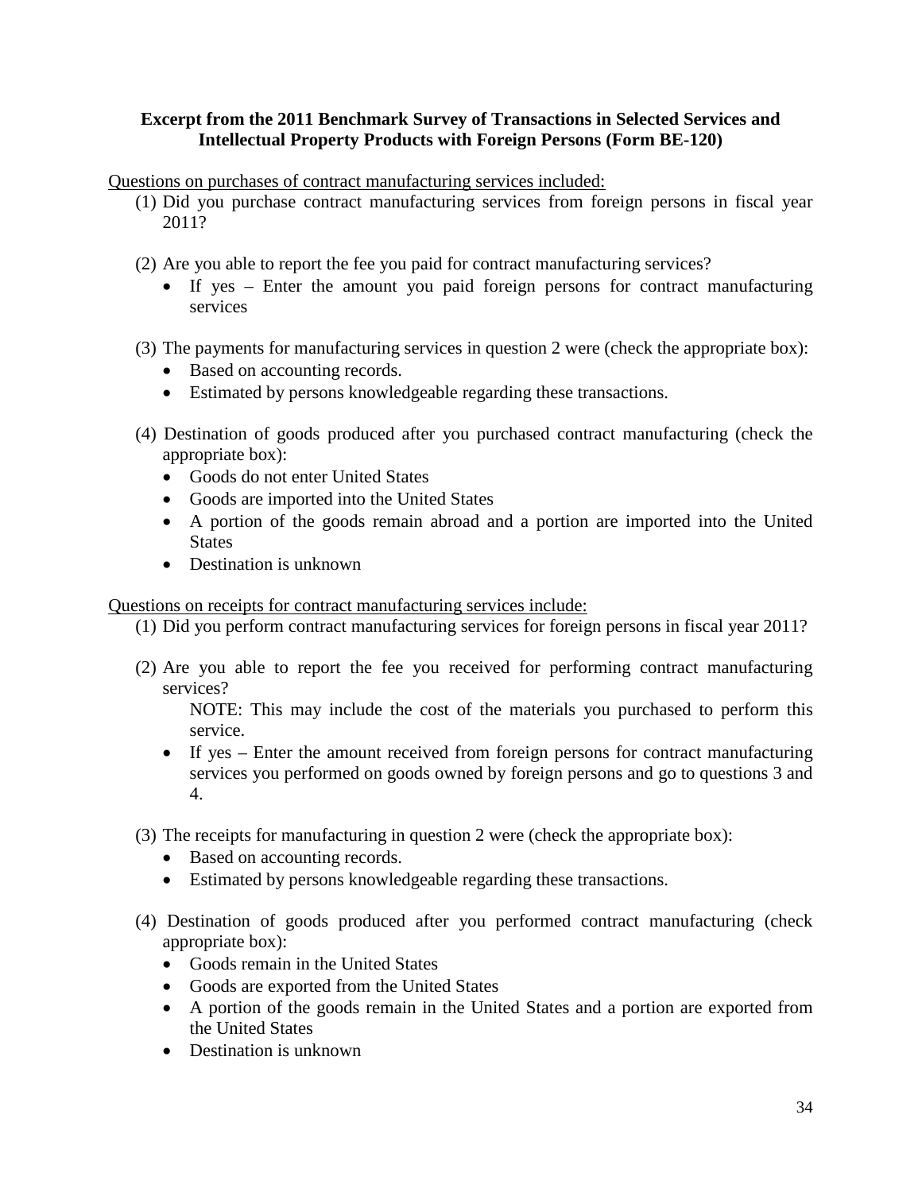**Excerpt from the 2011 Benchmark Survey of Transactions in Selected Services and Intellectual Property Products with Foreign Persons (Form BE-120)**

<u>Questions on purchases of contract manufacturing services included:</u>

(1) Did you purchase contract manufacturing services from foreign persons in fiscal year 2011?

(2) Are you able to report the fee you paid for contract manufacturing services?
- If yes – Enter the amount you paid foreign persons for contract manufacturing services

(3) The payments for manufacturing services in question 2 were (check the appropriate box):
- Based on accounting records.
- Estimated by persons knowledgeable regarding these transactions.

(4) Destination of goods produced after you purchased contract manufacturing (check the appropriate box):
- Goods do not enter United States
- Goods are imported into the United States
- A portion of the goods remain abroad and a portion are imported into the United States
- Destination is unknown

<u>Questions on receipts for contract manufacturing services include:</u>

(1) Did you perform contract manufacturing services for foreign persons in fiscal year 2011?

(2) Are you able to report the fee you received for performing contract manufacturing services?

NOTE: This may include the cost of the materials you purchased to perform this service.
- If yes – Enter the amount received from foreign persons for contract manufacturing services you performed on goods owned by foreign persons and go to questions 3 and 4.

(3) The receipts for manufacturing in question 2 were (check the appropriate box):
- Based on accounting records.
- Estimated by persons knowledgeable regarding these transactions.

(4) Destination of goods produced after you performed contract manufacturing (check appropriate box):
- Goods remain in the United States
- Goods are exported from the United States
- A portion of the goods remain in the United States and a portion are exported from the United States
- Destination is unknown